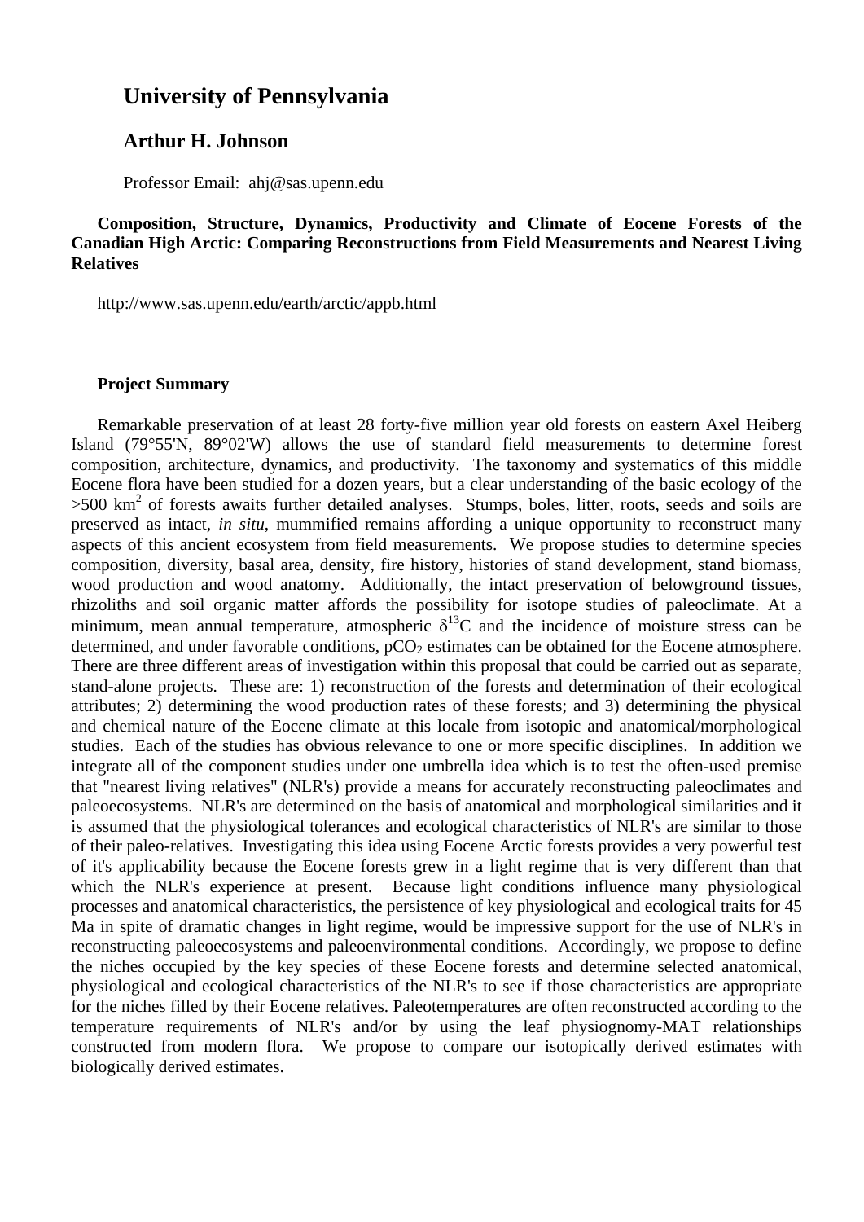# University of Pennsylvania

## Arthur H. Johnson

Professor Email: ahj@sas.upenn.edu

**Composition, Structure, Dynamics, Productivity and Climate of Eocene Forests of the Canadian High Arctic: Comparing Reconstructions from Field Measurements and Nearest Living Relatives**

http://www.sas.upenn.edu/earth/arctic/appb.html

**Project Summary**

Remarkable preservation of at least 28 forty-five million year old forests on eastern Axel Heiberg Island (79°55'N, 89°02'W) allows the use of standard field measurements to determine forest composition, architecture, dynamics, and productivity. The taxonomy and systematics of this middle Eocene flora have been studied for a dozen years, but a clear understanding of the basic ecology of the >500 $km^2$ of forests awaits further detailed analyses. Stumps, boles, litter, roots, seeds and soils are preserved as intact, *in situ*, mummified remains affording a unique opportunity to reconstruct many aspects of this ancient ecosystem from field measurements. We propose studies to determine species composition, diversity, basal area, density, fire history, histories of stand development, stand biomass, wood production and wood anatomy. Additionally, the intact preservation of belowground tissues, rhizoliths and soil organic matter affords the possibility for isotope studies of paleoclimate. At a minimum, mean annual temperature, atmospheric $\delta^{13}C$ and the incidence of moisture stress can be determined, and under favorable conditions, $pCO_2$ estimates can be obtained for the Eocene atmosphere. There are three different areas of investigation within this proposal that could be carried out as separate, stand-alone projects. These are: 1) reconstruction of the forests and determination of their ecological attributes; 2) determining the wood production rates of these forests; and 3) determining the physical and chemical nature of the Eocene climate at this locale from isotopic and anatomical/morphological studies. Each of the studies has obvious relevance to one or more specific disciplines. In addition we integrate all of the component studies under one umbrella idea which is to test the often-used premise that "nearest living relatives" (NLR's) provide a means for accurately reconstructing paleoclimates and paleoecosystems. NLR's are determined on the basis of anatomical and morphological similarities and it is assumed that the physiological tolerances and ecological characteristics of NLR's are similar to those of their paleo-relatives. Investigating this idea using Eocene Arctic forests provides a very powerful test of it's applicability because the Eocene forests grew in a light regime that is very different than that which the NLR's experience at present. Because light conditions influence many physiological processes and anatomical characteristics, the persistence of key physiological and ecological traits for 45 Ma in spite of dramatic changes in light regime, would be impressive support for the use of NLR's in reconstructing paleoecosystems and paleoenvironmental conditions. Accordingly, we propose to define the niches occupied by the key species of these Eocene forests and determine selected anatomical, physiological and ecological characteristics of the NLR's to see if those characteristics are appropriate for the niches filled by their Eocene relatives. Paleotemperatures are often reconstructed according to the temperature requirements of NLR's and/or by using the leaf physiognomy-MAT relationships constructed from modern flora. We propose to compare our isotopically derived estimates with biologically derived estimates.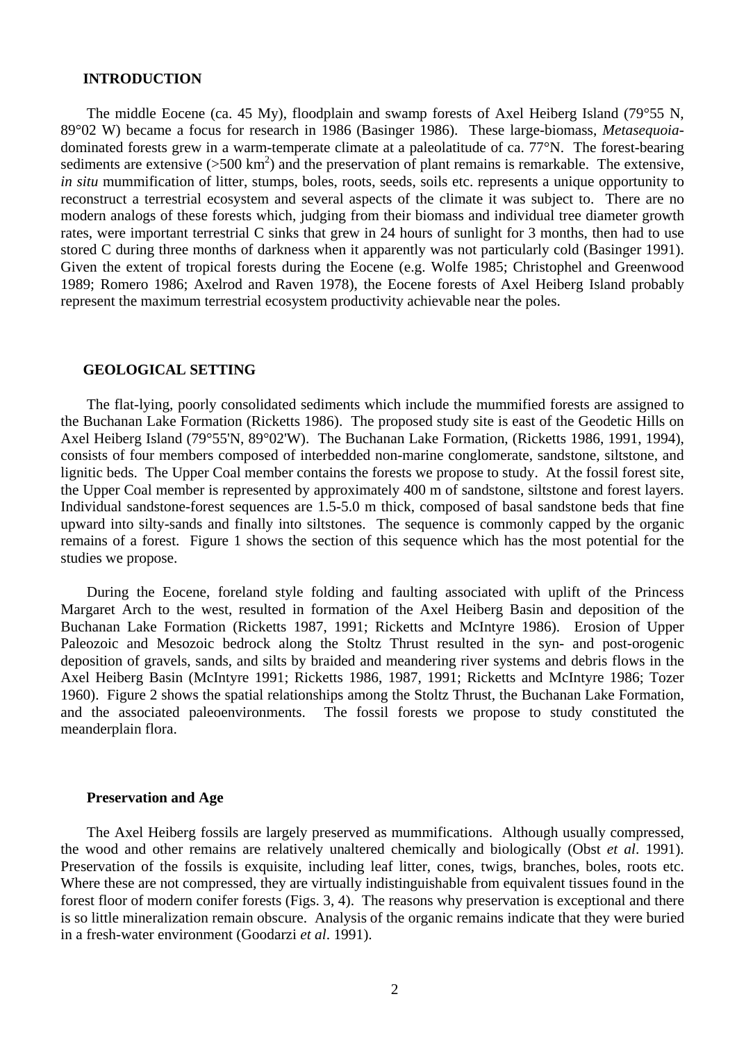## INTRODUCTION

The middle Eocene (ca. 45 My), floodplain and swamp forests of Axel Heiberg Island (79°55 N, 89°02 W) became a focus for research in 1986 (Basinger 1986). These large-biomass, *Metasequoia*-dominated forests grew in a warm-temperate climate at a paleolatitude of ca. 77°N. The forest-bearing sediments are extensive (>500 km$^2$) and the preservation of plant remains is remarkable. The extensive, *in situ* mummification of litter, stumps, boles, roots, seeds, soils etc. represents a unique opportunity to reconstruct a terrestrial ecosystem and several aspects of the climate it was subject to. There are no modern analogs of these forests which, judging from their biomass and individual tree diameter growth rates, were important terrestrial C sinks that grew in 24 hours of sunlight for 3 months, then had to use stored C during three months of darkness when it apparently was not particularly cold (Basinger 1991). Given the extent of tropical forests during the Eocene (e.g. Wolfe 1985; Christophel and Greenwood 1989; Romero 1986; Axelrod and Raven 1978), the Eocene forests of Axel Heiberg Island probably represent the maximum terrestrial ecosystem productivity achievable near the poles.

## GEOLOGICAL SETTING

The flat-lying, poorly consolidated sediments which include the mummified forests are assigned to the Buchanan Lake Formation (Ricketts 1986). The proposed study site is east of the Geodetic Hills on Axel Heiberg Island (79°55'N, 89°02'W). The Buchanan Lake Formation, (Ricketts 1986, 1991, 1994), consists of four members composed of interbedded non-marine conglomerate, sandstone, siltstone, and lignitic beds. The Upper Coal member contains the forests we propose to study. At the fossil forest site, the Upper Coal member is represented by approximately 400 m of sandstone, siltstone and forest layers. Individual sandstone-forest sequences are 1.5-5.0 m thick, composed of basal sandstone beds that fine upward into silty-sands and finally into siltstones. The sequence is commonly capped by the organic remains of a forest. Figure 1 shows the section of this sequence which has the most potential for the studies we propose.

During the Eocene, foreland style folding and faulting associated with uplift of the Princess Margaret Arch to the west, resulted in formation of the Axel Heiberg Basin and deposition of the Buchanan Lake Formation (Ricketts 1987, 1991; Ricketts and McIntyre 1986). Erosion of Upper Paleozoic and Mesozoic bedrock along the Stoltz Thrust resulted in the syn- and post-orogenic deposition of gravels, sands, and silts by braided and meandering river systems and debris flows in the Axel Heiberg Basin (McIntyre 1991; Ricketts 1986, 1987, 1991; Ricketts and McIntyre 1986; Tozer 1960). Figure 2 shows the spatial relationships among the Stoltz Thrust, the Buchanan Lake Formation, and the associated paleoenvironments. The fossil forests we propose to study constituted the meanderplain flora.

### Preservation and Age

The Axel Heiberg fossils are largely preserved as mummifications. Although usually compressed, the wood and other remains are relatively unaltered chemically and biologically (Obst *et al*. 1991). Preservation of the fossils is exquisite, including leaf litter, cones, twigs, branches, boles, roots etc. Where these are not compressed, they are virtually indistinguishable from equivalent tissues found in the forest floor of modern conifer forests (Figs. 3, 4). The reasons why preservation is exceptional and there is so little mineralization remain obscure. Analysis of the organic remains indicate that they were buried in a fresh-water environment (Goodarzi *et al*. 1991).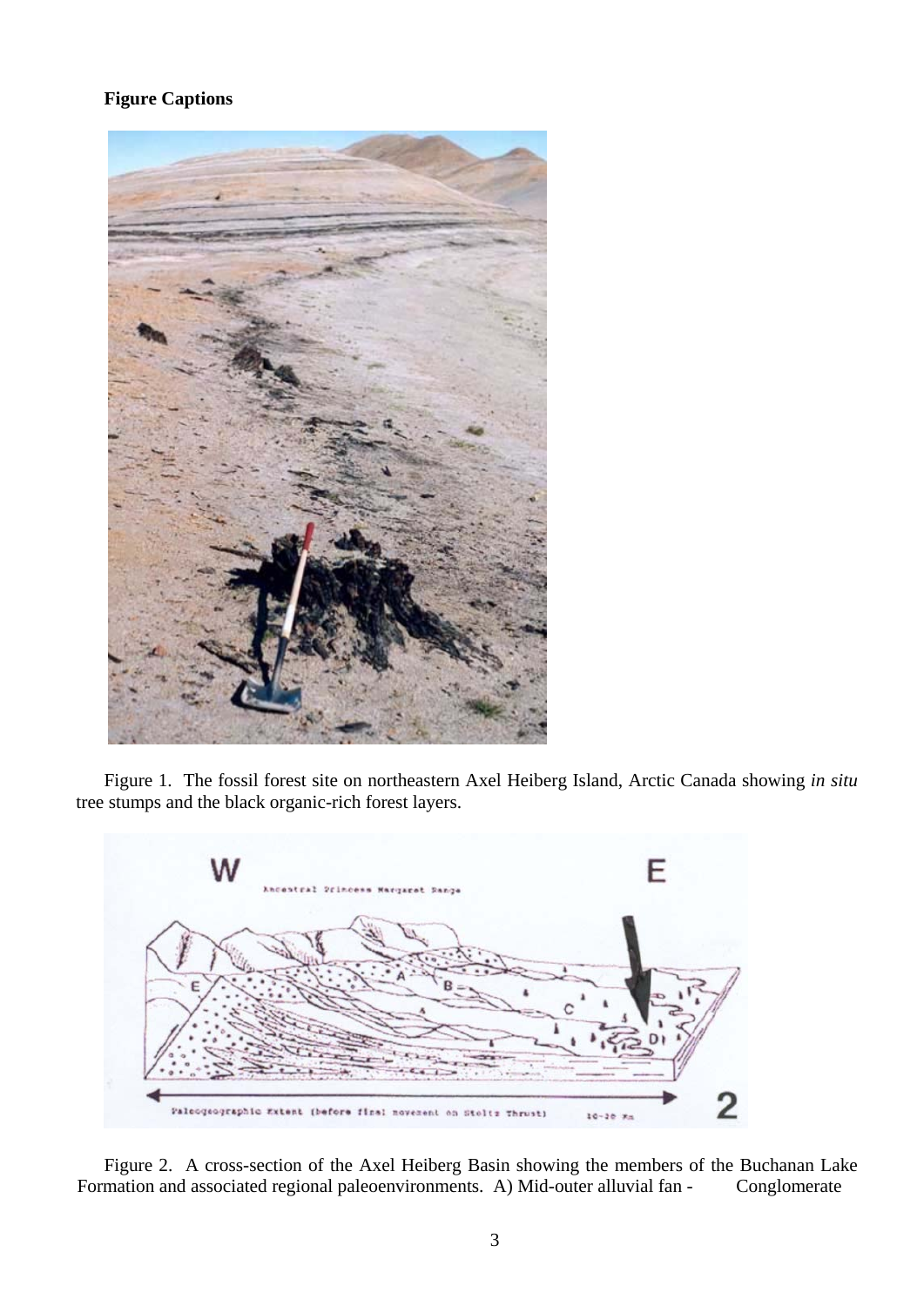**Figure Captions**

Figure 1. The fossil forest site on northeastern Axel Heiberg Island, Arctic Canada showing *in situ* tree stumps and the black organic-rich forest layers.

Figure 2. A cross-section of the Axel Heiberg Basin showing the members of the Buchanan Lake Formation and associated regional paleoenvironments. A) Mid-outer alluvial fan - Conglomerate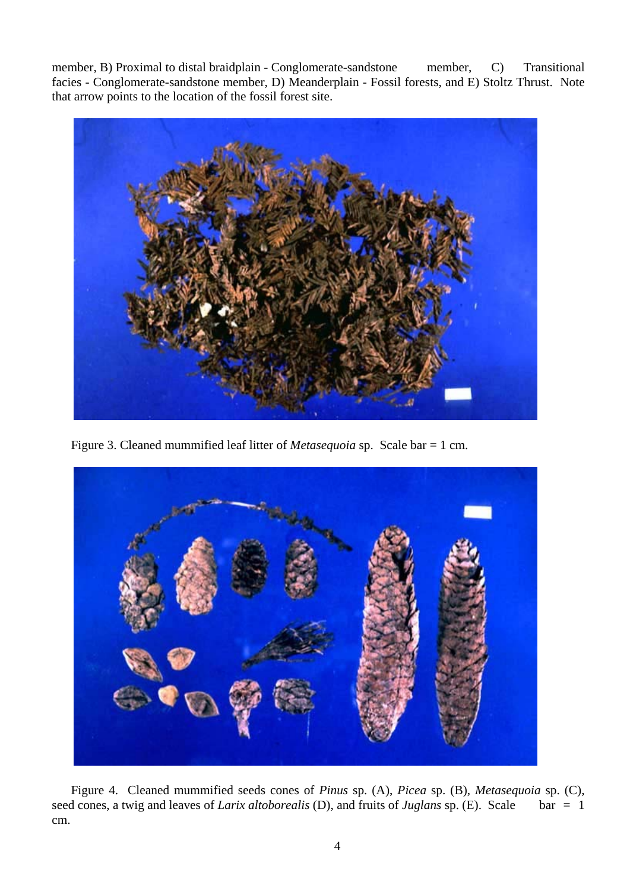member, B) Proximal to distal braidplain - Conglomerate-sandstone member, C) Transitional facies - Conglomerate-sandstone member, D) Meanderplain - Fossil forests, and E) Stoltz Thrust. Note that arrow points to the location of the fossil forest site.

Figure 3. Cleaned mummified leaf litter of *Metasequoia* sp. Scale bar = 1 cm.

Figure 4. Cleaned mummified seeds cones of *Pinus* sp. (A), *Picea* sp. (B), *Metasequoia* sp. (C), seed cones, a twig and leaves of *Larix altoborealis* (D), and fruits of *Juglans* sp. (E). Scale bar = 1 cm.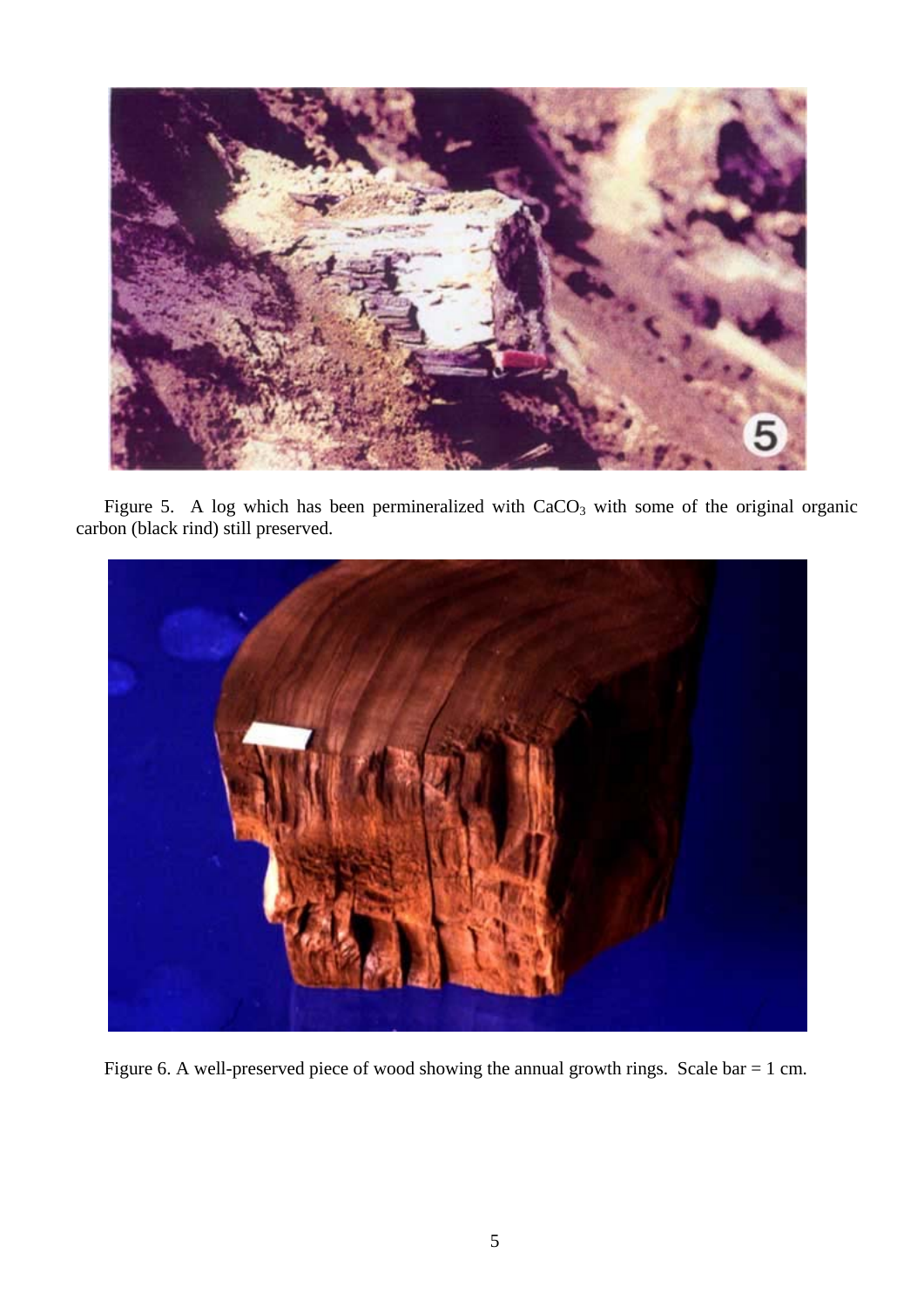Figure 5. A log which has been permineralized with $CaCO_3$ with some of the original organic carbon (black rind) still preserved.

Figure 6. A well-preserved piece of wood showing the annual growth rings. Scale bar = 1 cm.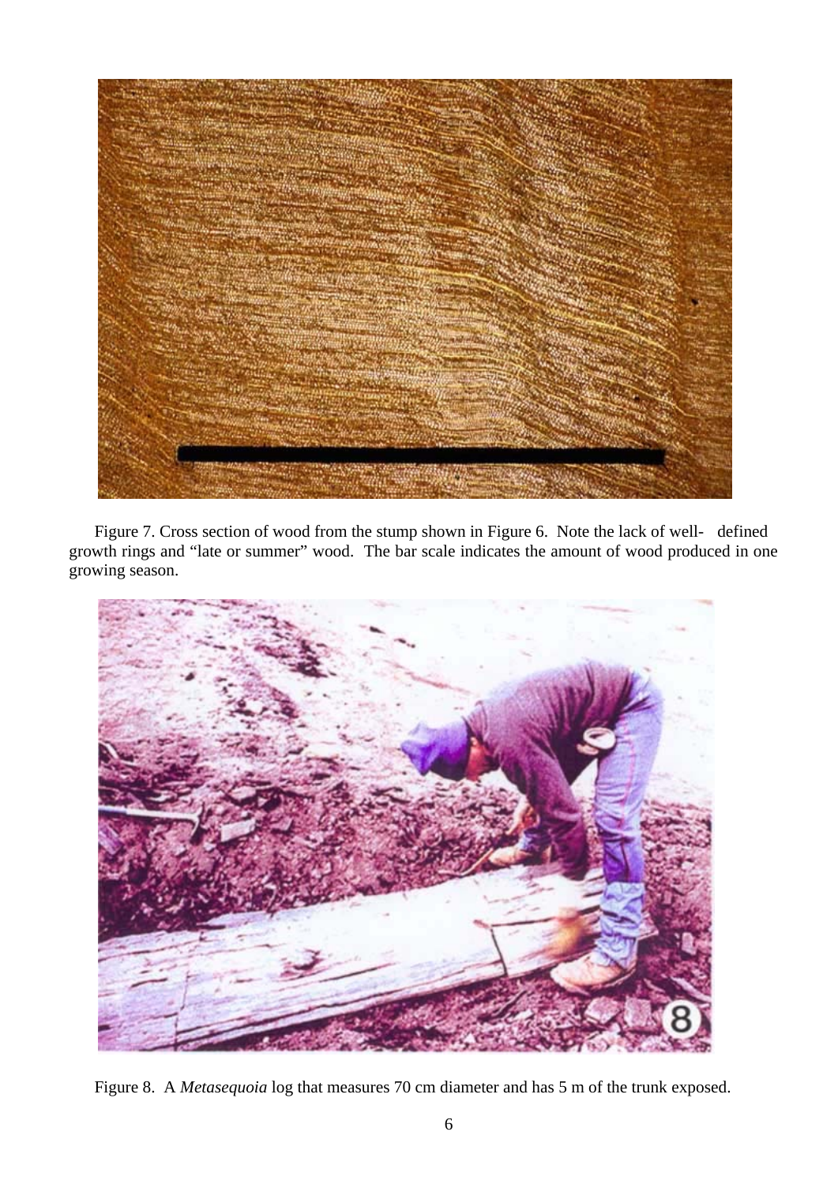Figure 7. Cross section of wood from the stump shown in Figure 6. Note the lack of well- defined growth rings and "late or summer" wood. The bar scale indicates the amount of wood produced in one growing season.

Figure 8. A *Metasequoia* log that measures 70 cm diameter and has 5 m of the trunk exposed.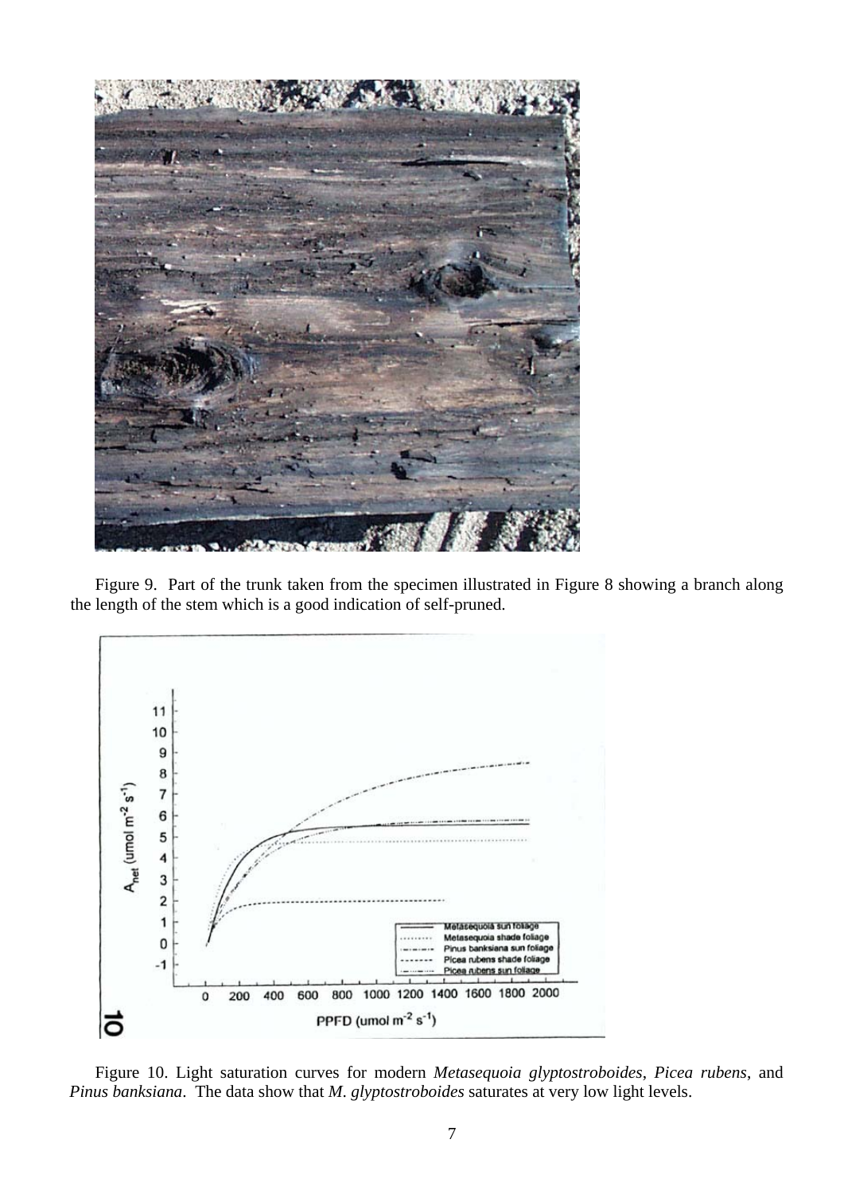Figure 9. Part of the trunk taken from the specimen illustrated in Figure 8 showing a branch along the length of the stem which is a good indication of self-pruned.

Figure 10. Light saturation curves for modern *Metasequoia glyptostroboides*, *Picea rubens*, and *Pinus banksiana*. The data show that *M. glyptostroboides* saturates at very low light levels.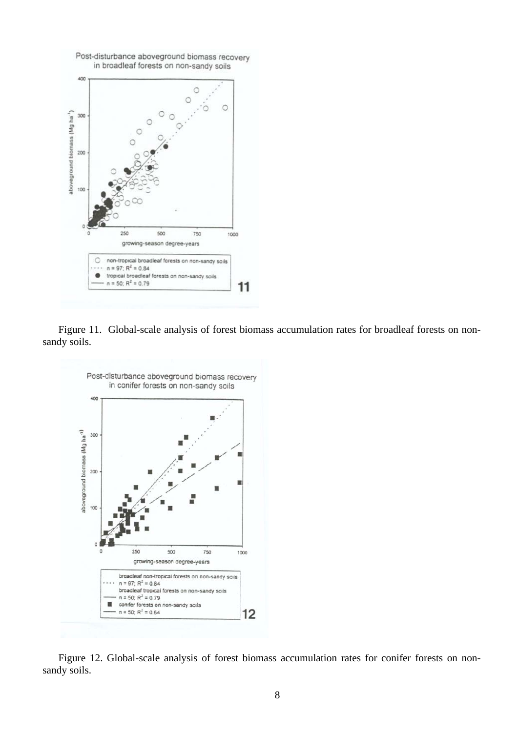Figure 11. Global-scale analysis of forest biomass accumulation rates for broadleaf forests on non-sandy soils.

Figure 12. Global-scale analysis of forest biomass accumulation rates for conifer forests on non-sandy soils.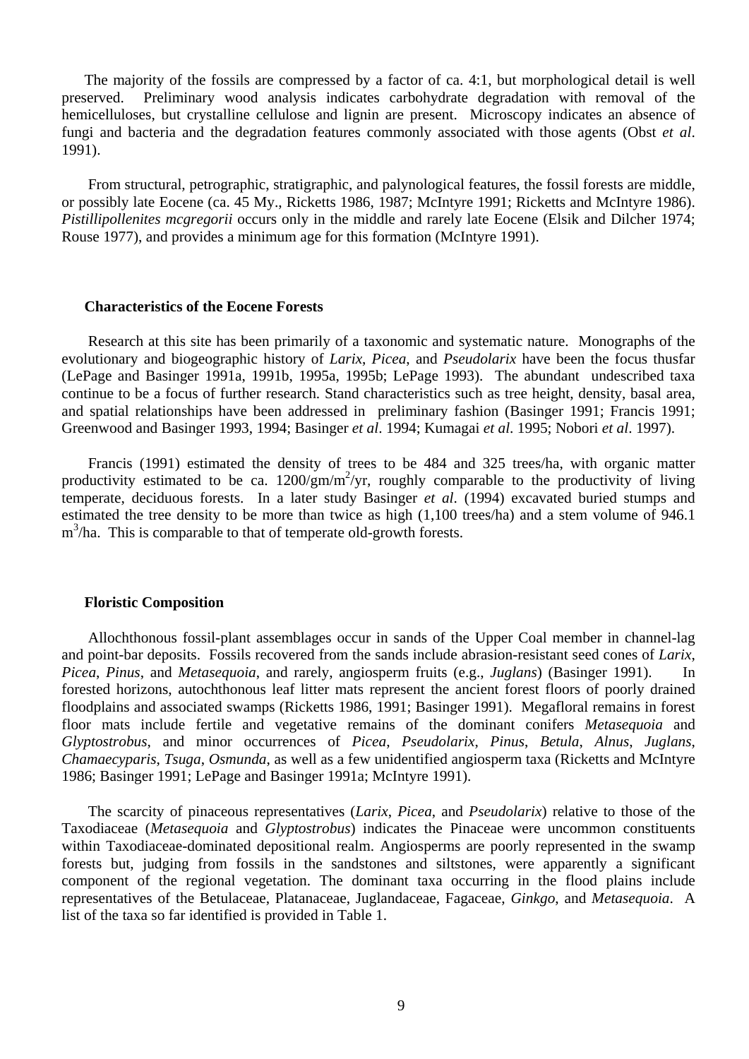The majority of the fossils are compressed by a factor of ca. 4:1, but morphological detail is well preserved. Preliminary wood analysis indicates carbohydrate degradation with removal of the hemicelluloses, but crystalline cellulose and lignin are present. Microscopy indicates an absence of fungi and bacteria and the degradation features commonly associated with those agents (Obst *et al*. 1991).

From structural, petrographic, stratigraphic, and palynological features, the fossil forests are middle, or possibly late Eocene (ca. 45 My., Ricketts 1986, 1987; McIntyre 1991; Ricketts and McIntyre 1986). *Pistillipollenites mcgregorii* occurs only in the middle and rarely late Eocene (Elsik and Dilcher 1974; Rouse 1977), and provides a minimum age for this formation (McIntyre 1991).

**Characteristics of the Eocene Forests**

Research at this site has been primarily of a taxonomic and systematic nature. Monographs of the evolutionary and biogeographic history of *Larix*, *Picea*, and *Pseudolarix* have been the focus thusfar (LePage and Basinger 1991a, 1991b, 1995a, 1995b; LePage 1993). The abundant undescribed taxa continue to be a focus of further research. Stand characteristics such as tree height, density, basal area, and spatial relationships have been addressed in preliminary fashion (Basinger 1991; Francis 1991; Greenwood and Basinger 1993, 1994; Basinger *et al*. 1994; Kumagai *et al*. 1995; Nobori *et al*. 1997).

Francis (1991) estimated the density of trees to be 484 and 325 trees/ha, with organic matter productivity estimated to be ca. 1200/gm/m$^2$/yr, roughly comparable to the productivity of living temperate, deciduous forests. In a later study Basinger *et al*. (1994) excavated buried stumps and estimated the tree density to be more than twice as high (1,100 trees/ha) and a stem volume of 946.1 m$^3$/ha. This is comparable to that of temperate old-growth forests.

**Floristic Composition**

Allochthonous fossil-plant assemblages occur in sands of the Upper Coal member in channel-lag and point-bar deposits. Fossils recovered from the sands include abrasion-resistant seed cones of *Larix*, *Picea*, *Pinus*, and *Metasequoia*, and rarely, angiosperm fruits (e.g., *Juglans*) (Basinger 1991). In forested horizons, autochthonous leaf litter mats represent the ancient forest floors of poorly drained floodplains and associated swamps (Ricketts 1986, 1991; Basinger 1991). Megafloral remains in forest floor mats include fertile and vegetative remains of the dominant conifers *Metasequoia* and *Glyptostrobus*, and minor occurrences of *Picea*, *Pseudolarix*, *Pinus*, *Betula*, *Alnus*, *Juglans*, *Chamaecyparis*, *Tsuga*, *Osmunda*, as well as a few unidentified angiosperm taxa (Ricketts and McIntyre 1986; Basinger 1991; LePage and Basinger 1991a; McIntyre 1991).

The scarcity of pinaceous representatives (*Larix*, *Picea*, and *Pseudolarix*) relative to those of the Taxodiaceae (*Metasequoia* and *Glyptostrobus*) indicates the Pinaceae were uncommon constituents within Taxodiaceae-dominated depositional realm. Angiosperms are poorly represented in the swamp forests but, judging from fossils in the sandstones and siltstones, were apparently a significant component of the regional vegetation. The dominant taxa occurring in the flood plains include representatives of the Betulaceae, Platanaceae, Juglandaceae, Fagaceae, *Ginkgo*, and *Metasequoia*. A list of the taxa so far identified is provided in Table 1.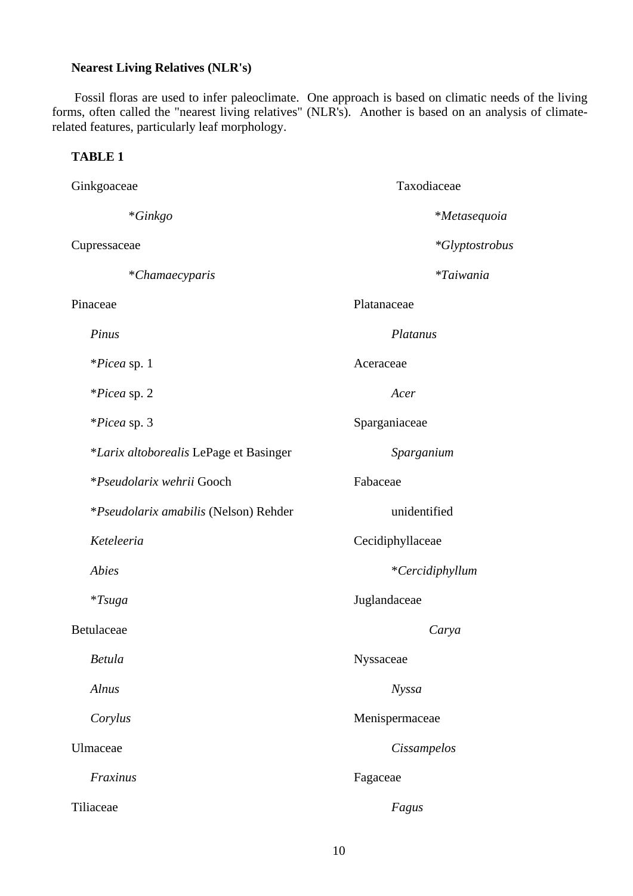**Nearest Living Relatives (NLR's)**

Fossil floras are used to infer paleoclimate. One approach is based on climatic needs of the living forms, often called the "nearest living relatives" (NLR's). Another is based on an analysis of climate-related features, particularly leaf morphology.

**TABLE 1**

Ginkgoaceae

- *\*Ginkgo*

Cupressaceae

- *\*Chamaecyparis*

Pinaceae

- *Pinus*
- *\*Picea* sp. 1
- *\*Picea* sp. 2
- *\*Picea* sp. 3
- *\*Larix altoborealis* LePage et Basinger
- *\*Pseudolarix wehrii* Gooch
- *\*Pseudolarix amabilis* (Nelson) Rehder
- *Keteleeria*
- *Abies*
- *\*Tsuga*

Betulaceae

- *Betula*
- *Alnus*
- *Corylus*

Ulmaceae

- *Fraxinus*

Tiliaceae

Taxodiaceae

- *\*Metasequoia*
- *\*Glyptostrobus*
- *\*Taiwania*

Platanaceae

- *Platanus*

Aceraceae

- *Acer*

Sparganiaceae

- *Sparganium*

Fabaceae

- unidentified

Cecidiphyllaceae

- *\*Cercidiphyllum*

Juglandaceae

- *Carya*

Nyssaceae

- *Nyssa*

Menispermaceae

- *Cissampelos*

Fagaceae

- *Fagus*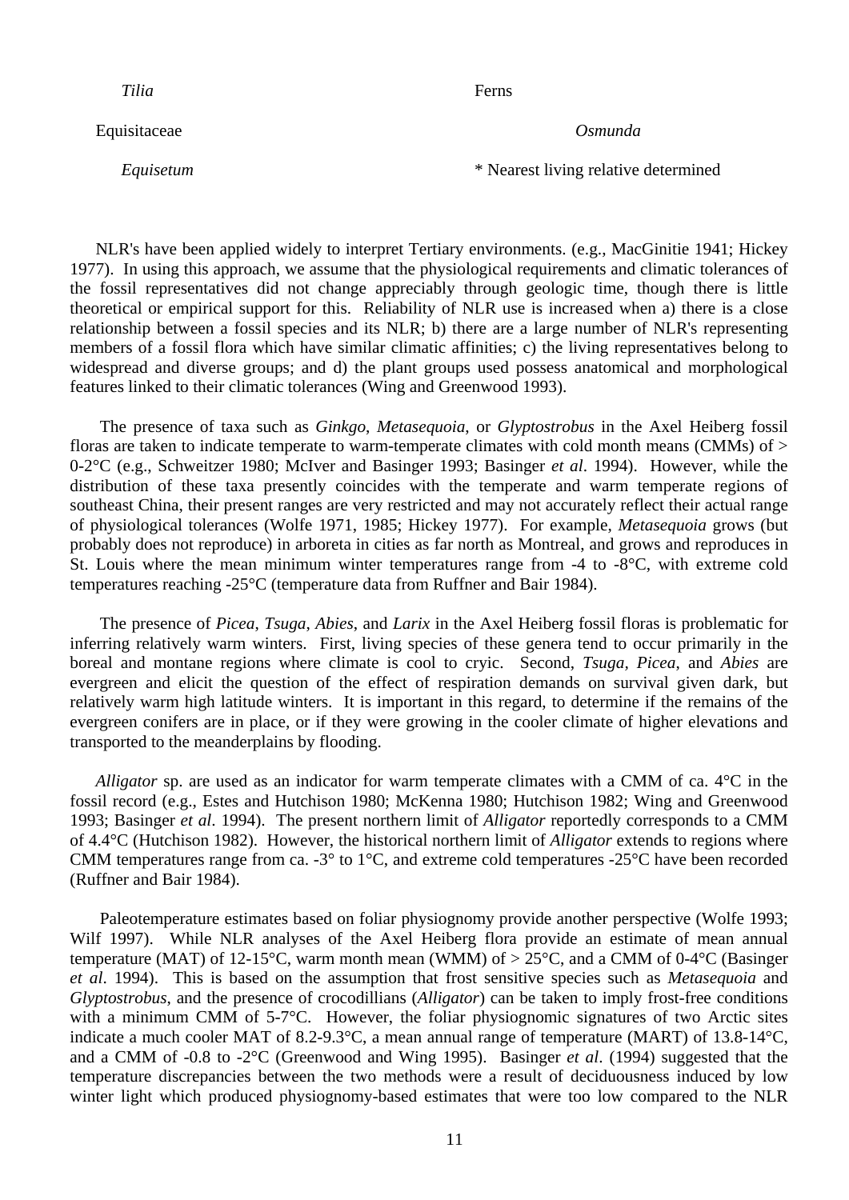| | |
|---|---|
| *Tilia* | Ferns |
| Equisitaceae | *Osmunda* |
| *Equisetum* | * Nearest living relative determined |

NLR's have been applied widely to interpret Tertiary environments. (e.g., MacGinitie 1941; Hickey 1977). In using this approach, we assume that the physiological requirements and climatic tolerances of the fossil representatives did not change appreciably through geologic time, though there is little theoretical or empirical support for this. Reliability of NLR use is increased when a) there is a close relationship between a fossil species and its NLR; b) there are a large number of NLR's representing members of a fossil flora which have similar climatic affinities; c) the living representatives belong to widespread and diverse groups; and d) the plant groups used possess anatomical and morphological features linked to their climatic tolerances (Wing and Greenwood 1993).

The presence of taxa such as *Ginkgo*, *Metasequoia*, or *Glyptostrobus* in the Axel Heiberg fossil floras are taken to indicate temperate to warm-temperate climates with cold month means (CMMs) of > 0-2°C (e.g., Schweitzer 1980; McIver and Basinger 1993; Basinger *et al*. 1994). However, while the distribution of these taxa presently coincides with the temperate and warm temperate regions of southeast China, their present ranges are very restricted and may not accurately reflect their actual range of physiological tolerances (Wolfe 1971, 1985; Hickey 1977). For example, *Metasequoia* grows (but probably does not reproduce) in arboreta in cities as far north as Montreal, and grows and reproduces in St. Louis where the mean minimum winter temperatures range from -4 to -8°C, with extreme cold temperatures reaching -25°C (temperature data from Ruffner and Bair 1984).

The presence of *Picea*, *Tsuga*, *Abies*, and *Larix* in the Axel Heiberg fossil floras is problematic for inferring relatively warm winters. First, living species of these genera tend to occur primarily in the boreal and montane regions where climate is cool to cryic. Second, *Tsuga*, *Picea*, and *Abies* are evergreen and elicit the question of the effect of respiration demands on survival given dark, but relatively warm high latitude winters. It is important in this regard, to determine if the remains of the evergreen conifers are in place, or if they were growing in the cooler climate of higher elevations and transported to the meanderplains by flooding.

*Alligator* sp. are used as an indicator for warm temperate climates with a CMM of ca. 4°C in the fossil record (e.g., Estes and Hutchison 1980; McKenna 1980; Hutchison 1982; Wing and Greenwood 1993; Basinger *et al*. 1994). The present northern limit of *Alligator* reportedly corresponds to a CMM of 4.4°C (Hutchison 1982). However, the historical northern limit of *Alligator* extends to regions where CMM temperatures range from ca. -3° to 1°C, and extreme cold temperatures -25°C have been recorded (Ruffner and Bair 1984).

Paleotemperature estimates based on foliar physiognomy provide another perspective (Wolfe 1993; Wilf 1997). While NLR analyses of the Axel Heiberg flora provide an estimate of mean annual temperature (MAT) of 12-15°C, warm month mean (WMM) of > 25°C, and a CMM of 0-4°C (Basinger *et al*. 1994). This is based on the assumption that frost sensitive species such as *Metasequoia* and *Glyptostrobus*, and the presence of crocodillians (*Alligator*) can be taken to imply frost-free conditions with a minimum CMM of 5-7°C. However, the foliar physiognomic signatures of two Arctic sites indicate a much cooler MAT of 8.2-9.3°C, a mean annual range of temperature (MART) of 13.8-14°C, and a CMM of -0.8 to -2°C (Greenwood and Wing 1995). Basinger *et al*. (1994) suggested that the temperature discrepancies between the two methods were a result of deciduousness induced by low winter light which produced physiognomy-based estimates that were too low compared to the NLR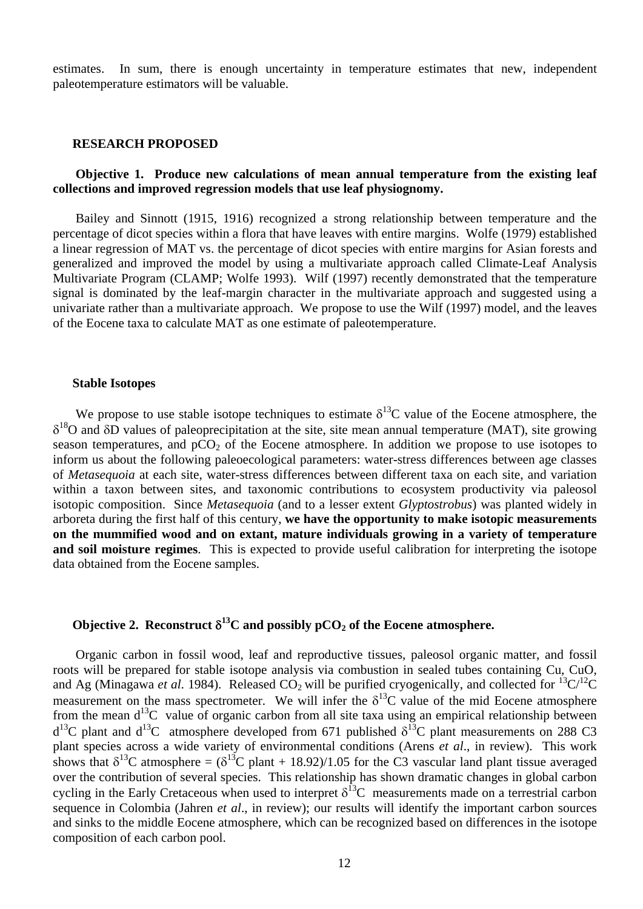estimates. In sum, there is enough uncertainty in temperature estimates that new, independent paleotemperature estimators will be valuable.

## RESEARCH PROPOSED

### Objective 1. Produce new calculations of mean annual temperature from the existing leaf collections and improved regression models that use leaf physiognomy.

Bailey and Sinnott (1915, 1916) recognized a strong relationship between temperature and the percentage of dicot species within a flora that have leaves with entire margins. Wolfe (1979) established a linear regression of MAT vs. the percentage of dicot species with entire margins for Asian forests and generalized and improved the model by using a multivariate approach called Climate-Leaf Analysis Multivariate Program (CLAMP; Wolfe 1993). Wilf (1997) recently demonstrated that the temperature signal is dominated by the leaf-margin character in the multivariate approach and suggested using a univariate rather than a multivariate approach. We propose to use the Wilf (1997) model, and the leaves of the Eocene taxa to calculate MAT as one estimate of paleotemperature.

### Stable Isotopes

We propose to use stable isotope techniques to estimate $\delta^{13}C$ value of the Eocene atmosphere, the $\delta^{18}O$ and $\delta D$ values of paleoprecipitation at the site, site mean annual temperature (MAT), site growing season temperatures, and $pCO_2$ of the Eocene atmosphere. In addition we propose to use isotopes to inform us about the following paleoecological parameters: water-stress differences between age classes of *Metasequoia* at each site, water-stress differences between different taxa on each site, and variation within a taxon between sites, and taxonomic contributions to ecosystem productivity via paleosol isotopic composition. Since *Metasequoia* (and to a lesser extent *Glyptostrobus*) was planted widely in arboreta during the first half of this century, **we have the opportunity to make isotopic measurements on the mummified wood and on extant, mature individuals growing in a variety of temperature and soil moisture regimes**. This is expected to provide useful calibration for interpreting the isotope data obtained from the Eocene samples.

### Objective 2. Reconstruct $\delta^{13}C$ and possibly $pCO_2$ of the Eocene atmosphere.

Organic carbon in fossil wood, leaf and reproductive tissues, paleosol organic matter, and fossil roots will be prepared for stable isotope analysis via combustion in sealed tubes containing Cu, CuO, and Ag (Minagawa *et al*. 1984). Released $CO_2$ will be purified cryogenically, and collected for $^{13}C/^{12}C$ measurement on the mass spectrometer. We will infer the $\delta^{13}C$ value of the mid Eocene atmosphere from the mean $d^{13}C$ value of organic carbon from all site taxa using an empirical relationship between $d^{13}C$ plant and $d^{13}C$ atmosphere developed from 671 published $\delta^{13}C$ plant measurements on 288 C3 plant species across a wide variety of environmental conditions (Arens *et al*., in review). This work shows that $\delta^{13}C$ atmosphere = ($\delta^{13}C$ plant + 18.92)/1.05 for the C3 vascular land plant tissue averaged over the contribution of several species. This relationship has shown dramatic changes in global carbon cycling in the Early Cretaceous when used to interpret $\delta^{13}C$ measurements made on a terrestrial carbon sequence in Colombia (Jahren *et al*., in review); our results will identify the important carbon sources and sinks to the middle Eocene atmosphere, which can be recognized based on differences in the isotope composition of each carbon pool.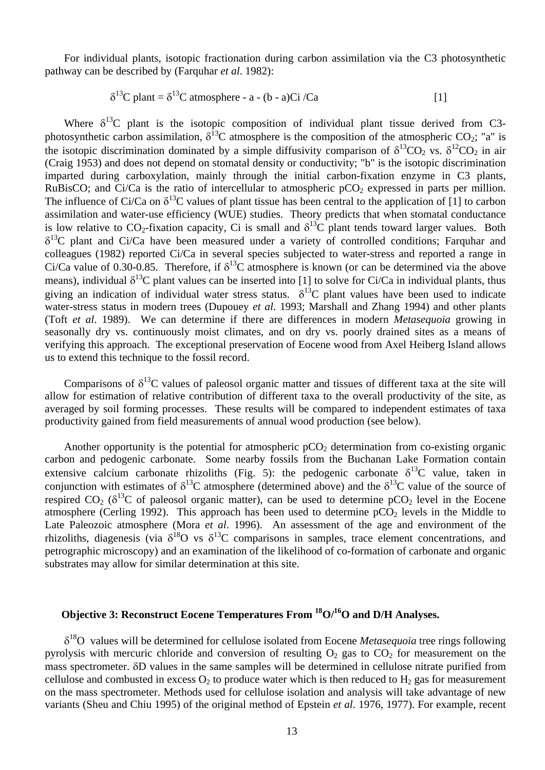For individual plants, isotopic fractionation during carbon assimilation via the C3 photosynthetic pathway can be described by (Farquhar *et al*. 1982):

$$\delta^{13}\text{C plant} = \delta^{13}\text{C atmosphere} - a - (b - a)Ci/Ca \qquad [1]$$

Where $\delta^{13}C$ plant is the isotopic composition of individual plant tissue derived from C3-photosynthetic carbon assimilation, $\delta^{13}C$ atmosphere is the composition of the atmospheric $CO_2$; "a" is the isotopic discrimination dominated by a simple diffusivity comparison of $\delta^{13}CO_2$ vs. $\delta^{12}CO_2$ in air (Craig 1953) and does not depend on stomatal density or conductivity; "b" is the isotopic discrimination imparted during carboxylation, mainly through the initial carbon-fixation enzyme in C3 plants, RuBisCO; and Ci/Ca is the ratio of intercellular to atmospheric $pCO_2$ expressed in parts per million. The influence of Ci/Ca on $\delta^{13}C$ values of plant tissue has been central to the application of [1] to carbon assimilation and water-use efficiency (WUE) studies. Theory predicts that when stomatal conductance is low relative to $CO_2$-fixation capacity, Ci is small and $\delta^{13}C$ plant tends toward larger values. Both $\delta^{13}C$ plant and Ci/Ca have been measured under a variety of controlled conditions; Farquhar and colleagues (1982) reported Ci/Ca in several species subjected to water-stress and reported a range in Ci/Ca value of 0.30-0.85. Therefore, if $\delta^{13}C$ atmosphere is known (or can be determined via the above means), individual $\delta^{13}C$ plant values can be inserted into [1] to solve for Ci/Ca in individual plants, thus giving an indication of individual water stress status. $\delta^{13}C$ plant values have been used to indicate water-stress status in modern trees (Dupouey *et al*. 1993; Marshall and Zhang 1994) and other plants (Toft *et al*. 1989). We can determine if there are differences in modern *Metasequoia* growing in seasonally dry vs. continuously moist climates, and on dry vs. poorly drained sites as a means of verifying this approach. The exceptional preservation of Eocene wood from Axel Heiberg Island allows us to extend this technique to the fossil record.

Comparisons of $\delta^{13}C$ values of paleosol organic matter and tissues of different taxa at the site will allow for estimation of relative contribution of different taxa to the overall productivity of the site, as averaged by soil forming processes. These results will be compared to independent estimates of taxa productivity gained from field measurements of annual wood production (see below).

Another opportunity is the potential for atmospheric $pCO_2$ determination from co-existing organic carbon and pedogenic carbonate. Some nearby fossils from the Buchanan Lake Formation contain extensive calcium carbonate rhizoliths (Fig. 5): the pedogenic carbonate $\delta^{13}C$ value, taken in conjunction with estimates of $\delta^{13}C$ atmosphere (determined above) and the $\delta^{13}C$ value of the source of respired $CO_2$ ($\delta^{13}C$ of paleosol organic matter), can be used to determine $pCO_2$ level in the Eocene atmosphere (Cerling 1992). This approach has been used to determine $pCO_2$ levels in the Middle to Late Paleozoic atmosphere (Mora *et al*. 1996). An assessment of the age and environment of the rhizoliths, diagenesis (via $\delta^{18}O$ vs $\delta^{13}C$ comparisons in samples, trace element concentrations, and petrographic microscopy) and an examination of the likelihood of co-formation of carbonate and organic substrates may allow for similar determination at this site.

## Objective 3: Reconstruct Eocene Temperatures From $^{18}O/^{16}O$ and D/H Analyses.

$\delta^{18}O$ values will be determined for cellulose isolated from Eocene *Metasequoia* tree rings following pyrolysis with mercuric chloride and conversion of resulting $O_2$ gas to $CO_2$ for measurement on the mass spectrometer. $\delta D$ values in the same samples will be determined in cellulose nitrate purified from cellulose and combusted in excess $O_2$ to produce water which is then reduced to $H_2$ gas for measurement on the mass spectrometer. Methods used for cellulose isolation and analysis will take advantage of new variants (Sheu and Chiu 1995) of the original method of Epstein *et al*. 1976, 1977). For example, recent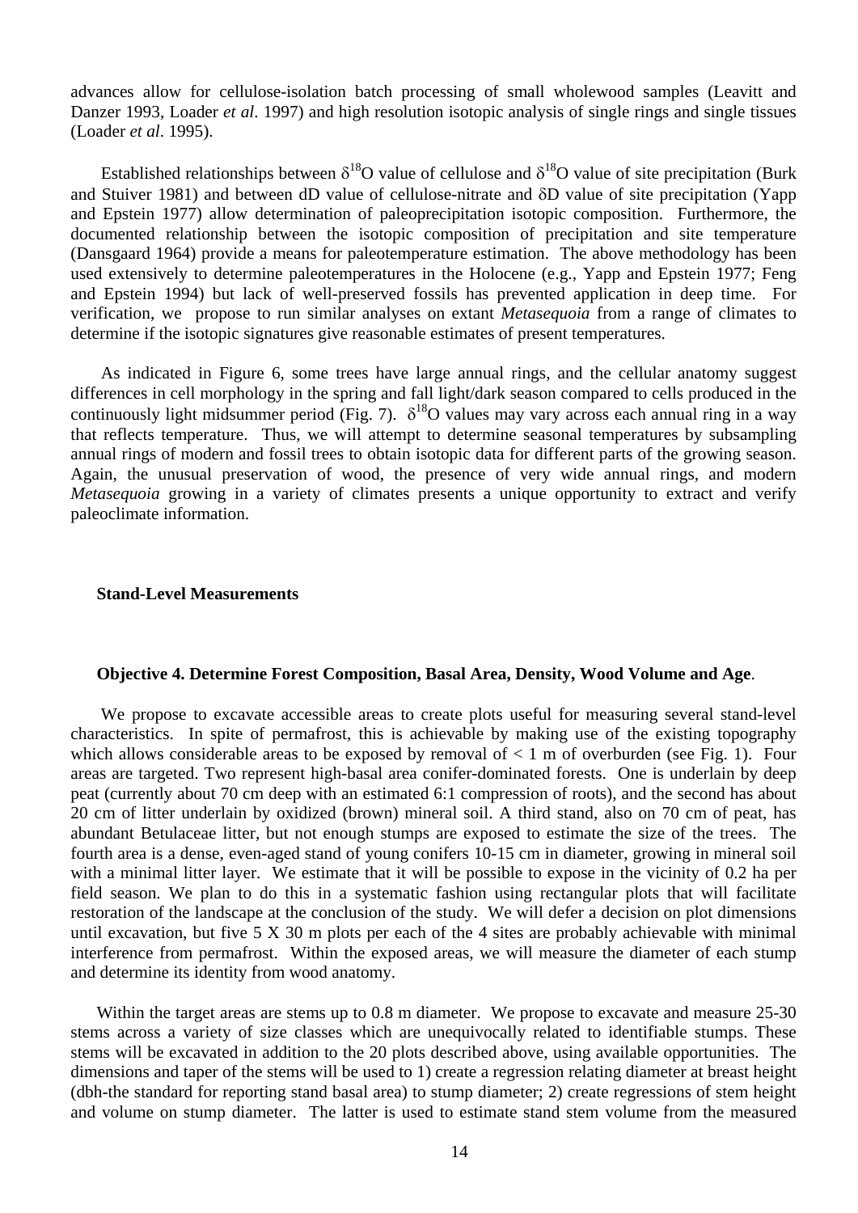advances allow for cellulose-isolation batch processing of small wholewood samples (Leavitt and Danzer 1993, Loader *et al*. 1997) and high resolution isotopic analysis of single rings and single tissues (Loader *et al*. 1995).

Established relationships between $\delta^{18}O$ value of cellulose and $\delta^{18}O$ value of site precipitation (Burk and Stuiver 1981) and between dD value of cellulose-nitrate and $\delta D$ value of site precipitation (Yapp and Epstein 1977) allow determination of paleoprecipitation isotopic composition. Furthermore, the documented relationship between the isotopic composition of precipitation and site temperature (Dansgaard 1964) provide a means for paleotemperature estimation. The above methodology has been used extensively to determine paleotemperatures in the Holocene (e.g., Yapp and Epstein 1977; Feng and Epstein 1994) but lack of well-preserved fossils has prevented application in deep time. For verification, we propose to run similar analyses on extant *Metasequoia* from a range of climates to determine if the isotopic signatures give reasonable estimates of present temperatures.

As indicated in Figure 6, some trees have large annual rings, and the cellular anatomy suggest differences in cell morphology in the spring and fall light/dark season compared to cells produced in the continuously light midsummer period (Fig. 7). $\delta^{18}O$ values may vary across each annual ring in a way that reflects temperature. Thus, we will attempt to determine seasonal temperatures by subsampling annual rings of modern and fossil trees to obtain isotopic data for different parts of the growing season. Again, the unusual preservation of wood, the presence of very wide annual rings, and modern *Metasequoia* growing in a variety of climates presents a unique opportunity to extract and verify paleoclimate information.

### Stand-Level Measurements

#### Objective 4. Determine Forest Composition, Basal Area, Density, Wood Volume and Age.

We propose to excavate accessible areas to create plots useful for measuring several stand-level characteristics. In spite of permafrost, this is achievable by making use of the existing topography which allows considerable areas to be exposed by removal of < 1 m of overburden (see Fig. 1). Four areas are targeted. Two represent high-basal area conifer-dominated forests. One is underlain by deep peat (currently about 70 cm deep with an estimated 6:1 compression of roots), and the second has about 20 cm of litter underlain by oxidized (brown) mineral soil. A third stand, also on 70 cm of peat, has abundant Betulaceae litter, but not enough stumps are exposed to estimate the size of the trees. The fourth area is a dense, even-aged stand of young conifers 10-15 cm in diameter, growing in mineral soil with a minimal litter layer. We estimate that it will be possible to expose in the vicinity of 0.2 ha per field season. We plan to do this in a systematic fashion using rectangular plots that will facilitate restoration of the landscape at the conclusion of the study. We will defer a decision on plot dimensions until excavation, but five 5 X 30 m plots per each of the 4 sites are probably achievable with minimal interference from permafrost. Within the exposed areas, we will measure the diameter of each stump and determine its identity from wood anatomy.

Within the target areas are stems up to 0.8 m diameter. We propose to excavate and measure 25-30 stems across a variety of size classes which are unequivocally related to identifiable stumps. These stems will be excavated in addition to the 20 plots described above, using available opportunities. The dimensions and taper of the stems will be used to 1) create a regression relating diameter at breast height (dbh-the standard for reporting stand basal area) to stump diameter; 2) create regressions of stem height and volume on stump diameter. The latter is used to estimate stand stem volume from the measured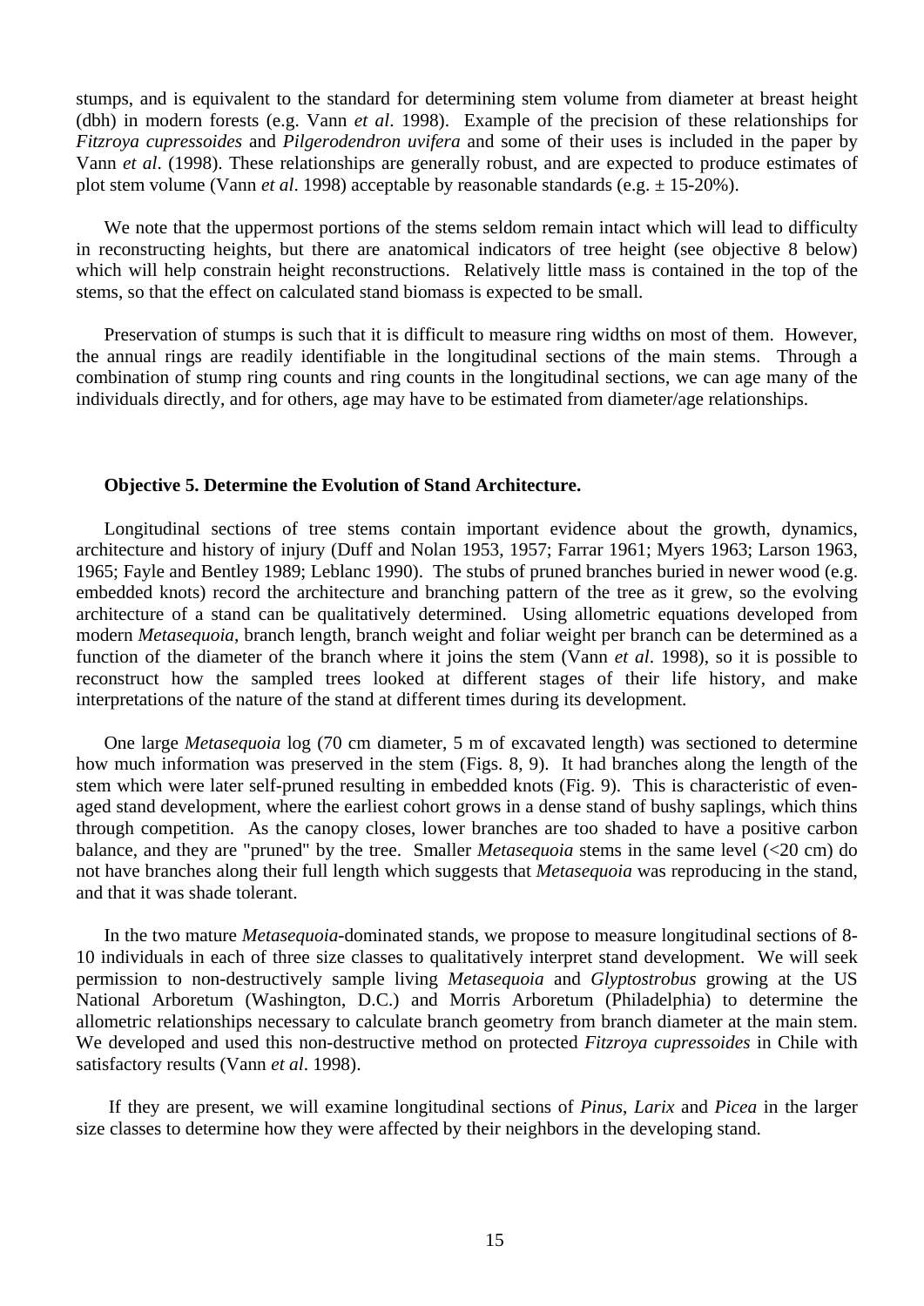stumps, and is equivalent to the standard for determining stem volume from diameter at breast height (dbh) in modern forests (e.g. Vann *et al*. 1998). Example of the precision of these relationships for *Fitzroya cupressoides* and *Pilgerodendron uvifera* and some of their uses is included in the paper by Vann *et al*. (1998). These relationships are generally robust, and are expected to produce estimates of plot stem volume (Vann *et al*. 1998) acceptable by reasonable standards (e.g. ± 15-20%).

We note that the uppermost portions of the stems seldom remain intact which will lead to difficulty in reconstructing heights, but there are anatomical indicators of tree height (see objective 8 below) which will help constrain height reconstructions. Relatively little mass is contained in the top of the stems, so that the effect on calculated stand biomass is expected to be small.

Preservation of stumps is such that it is difficult to measure ring widths on most of them. However, the annual rings are readily identifiable in the longitudinal sections of the main stems. Through a combination of stump ring counts and ring counts in the longitudinal sections, we can age many of the individuals directly, and for others, age may have to be estimated from diameter/age relationships.

**Objective 5. Determine the Evolution of Stand Architecture.**

Longitudinal sections of tree stems contain important evidence about the growth, dynamics, architecture and history of injury (Duff and Nolan 1953, 1957; Farrar 1961; Myers 1963; Larson 1963, 1965; Fayle and Bentley 1989; Leblanc 1990). The stubs of pruned branches buried in newer wood (e.g. embedded knots) record the architecture and branching pattern of the tree as it grew, so the evolving architecture of a stand can be qualitatively determined. Using allometric equations developed from modern *Metasequoia*, branch length, branch weight and foliar weight per branch can be determined as a function of the diameter of the branch where it joins the stem (Vann *et al*. 1998), so it is possible to reconstruct how the sampled trees looked at different stages of their life history, and make interpretations of the nature of the stand at different times during its development.

One large *Metasequoia* log (70 cm diameter, 5 m of excavated length) was sectioned to determine how much information was preserved in the stem (Figs. 8, 9). It had branches along the length of the stem which were later self-pruned resulting in embedded knots (Fig. 9). This is characteristic of even-aged stand development, where the earliest cohort grows in a dense stand of bushy saplings, which thins through competition. As the canopy closes, lower branches are too shaded to have a positive carbon balance, and they are "pruned" by the tree. Smaller *Metasequoia* stems in the same level (<20 cm) do not have branches along their full length which suggests that *Metasequoia* was reproducing in the stand, and that it was shade tolerant.

In the two mature *Metasequoia*-dominated stands, we propose to measure longitudinal sections of 8-10 individuals in each of three size classes to qualitatively interpret stand development. We will seek permission to non-destructively sample living *Metasequoia* and *Glyptostrobus* growing at the US National Arboretum (Washington, D.C.) and Morris Arboretum (Philadelphia) to determine the allometric relationships necessary to calculate branch geometry from branch diameter at the main stem. We developed and used this non-destructive method on protected *Fitzroya cupressoides* in Chile with satisfactory results (Vann *et al*. 1998).

If they are present, we will examine longitudinal sections of *Pinus*, *Larix* and *Picea* in the larger size classes to determine how they were affected by their neighbors in the developing stand.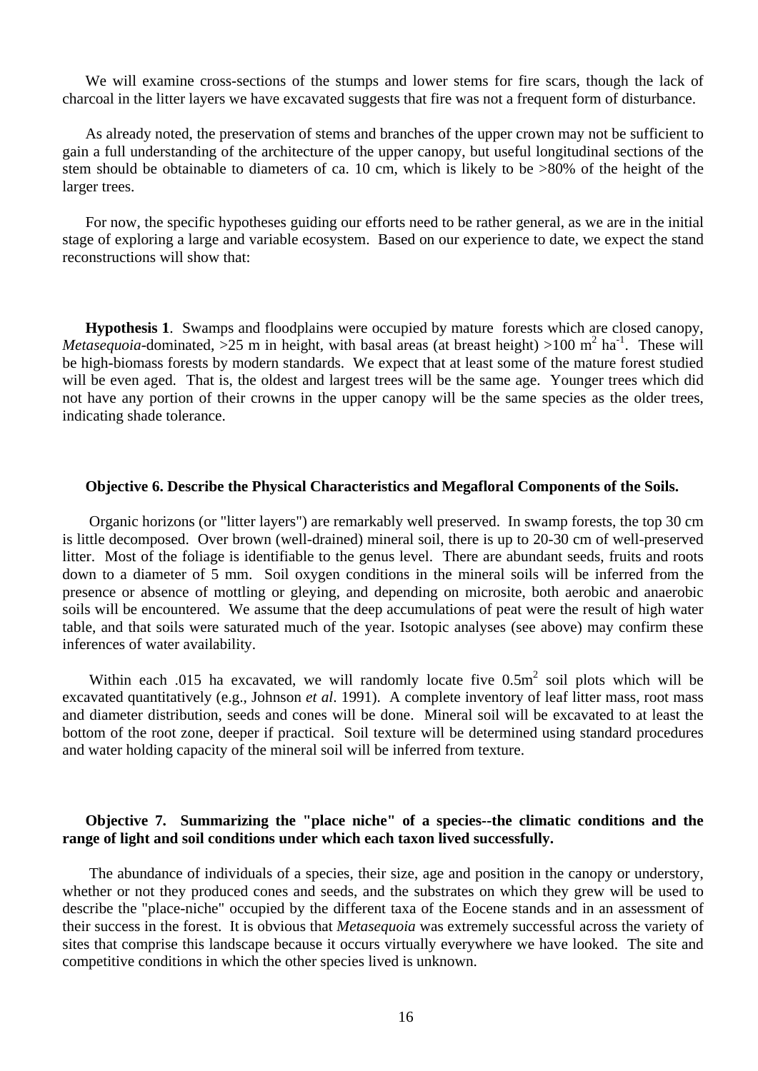We will examine cross-sections of the stumps and lower stems for fire scars, though the lack of charcoal in the litter layers we have excavated suggests that fire was not a frequent form of disturbance.

As already noted, the preservation of stems and branches of the upper crown may not be sufficient to gain a full understanding of the architecture of the upper canopy, but useful longitudinal sections of the stem should be obtainable to diameters of ca. 10 cm, which is likely to be >80% of the height of the larger trees.

For now, the specific hypotheses guiding our efforts need to be rather general, as we are in the initial stage of exploring a large and variable ecosystem. Based on our experience to date, we expect the stand reconstructions will show that:

**Hypothesis 1**. Swamps and floodplains were occupied by mature forests which are closed canopy, *Metasequoia*-dominated, >25 m in height, with basal areas (at breast height) >100 $m^2$ $ha^{-1}$. These will be high-biomass forests by modern standards. We expect that at least some of the mature forest studied will be even aged. That is, the oldest and largest trees will be the same age. Younger trees which did not have any portion of their crowns in the upper canopy will be the same species as the older trees, indicating shade tolerance.

### Objective 6. Describe the Physical Characteristics and Megafloral Components of the Soils.

Organic horizons (or "litter layers") are remarkably well preserved. In swamp forests, the top 30 cm is little decomposed. Over brown (well-drained) mineral soil, there is up to 20-30 cm of well-preserved litter. Most of the foliage is identifiable to the genus level. There are abundant seeds, fruits and roots down to a diameter of 5 mm. Soil oxygen conditions in the mineral soils will be inferred from the presence or absence of mottling or gleying, and depending on microsite, both aerobic and anaerobic soils will be encountered. We assume that the deep accumulations of peat were the result of high water table, and that soils were saturated much of the year. Isotopic analyses (see above) may confirm these inferences of water availability.

Within each .015 ha excavated, we will randomly locate five 0.5$m^2$ soil plots which will be excavated quantitatively (e.g., Johnson *et al*. 1991). A complete inventory of leaf litter mass, root mass and diameter distribution, seeds and cones will be done. Mineral soil will be excavated to at least the bottom of the root zone, deeper if practical. Soil texture will be determined using standard procedures and water holding capacity of the mineral soil will be inferred from texture.

### Objective 7. Summarizing the "place niche" of a species--the climatic conditions and the range of light and soil conditions under which each taxon lived successfully.

The abundance of individuals of a species, their size, age and position in the canopy or understory, whether or not they produced cones and seeds, and the substrates on which they grew will be used to describe the "place-niche" occupied by the different taxa of the Eocene stands and in an assessment of their success in the forest. It is obvious that *Metasequoia* was extremely successful across the variety of sites that comprise this landscape because it occurs virtually everywhere we have looked. The site and competitive conditions in which the other species lived is unknown.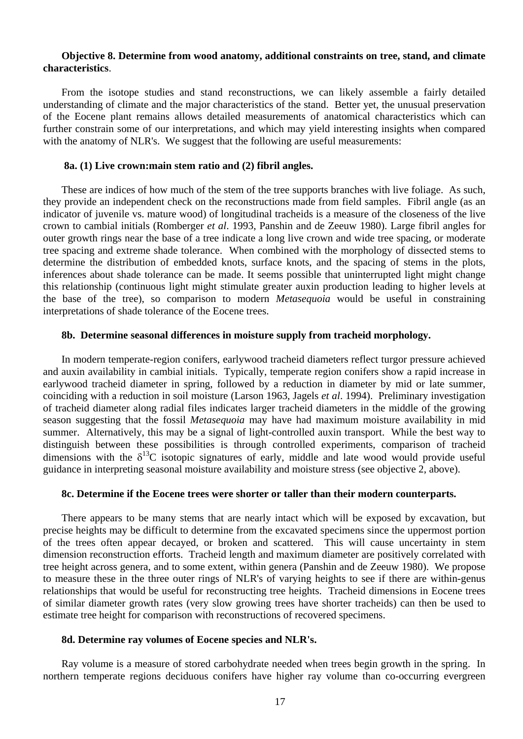**Objective 8. Determine from wood anatomy, additional constraints on tree, stand, and climate characteristics**.

From the isotope studies and stand reconstructions, we can likely assemble a fairly detailed understanding of climate and the major characteristics of the stand. Better yet, the unusual preservation of the Eocene plant remains allows detailed measurements of anatomical characteristics which can further constrain some of our interpretations, and which may yield interesting insights when compared with the anatomy of NLR's. We suggest that the following are useful measurements:

**8a. (1) Live crown:main stem ratio and (2) fibril angles.**

These are indices of how much of the stem of the tree supports branches with live foliage. As such, they provide an independent check on the reconstructions made from field samples. Fibril angle (as an indicator of juvenile vs. mature wood) of longitudinal tracheids is a measure of the closeness of the live crown to cambial initials (Romberger *et al*. 1993, Panshin and de Zeeuw 1980). Large fibril angles for outer growth rings near the base of a tree indicate a long live crown and wide tree spacing, or moderate tree spacing and extreme shade tolerance. When combined with the morphology of dissected stems to determine the distribution of embedded knots, surface knots, and the spacing of stems in the plots, inferences about shade tolerance can be made. It seems possible that uninterrupted light might change this relationship (continuous light might stimulate greater auxin production leading to higher levels at the base of the tree), so comparison to modern *Metasequoia* would be useful in constraining interpretations of shade tolerance of the Eocene trees.

**8b. Determine seasonal differences in moisture supply from tracheid morphology.**

In modern temperate-region conifers, earlywood tracheid diameters reflect turgor pressure achieved and auxin availability in cambial initials. Typically, temperate region conifers show a rapid increase in earlywood tracheid diameter in spring, followed by a reduction in diameter by mid or late summer, coinciding with a reduction in soil moisture (Larson 1963, Jagels *et al*. 1994). Preliminary investigation of tracheid diameter along radial files indicates larger tracheid diameters in the middle of the growing season suggesting that the fossil *Metasequoia* may have had maximum moisture availability in mid summer. Alternatively, this may be a signal of light-controlled auxin transport. While the best way to distinguish between these possibilities is through controlled experiments, comparison of tracheid dimensions with the $\delta^{13}C$ isotopic signatures of early, middle and late wood would provide useful guidance in interpreting seasonal moisture availability and moisture stress (see objective 2, above).

**8c. Determine if the Eocene trees were shorter or taller than their modern counterparts.**

There appears to be many stems that are nearly intact which will be exposed by excavation, but precise heights may be difficult to determine from the excavated specimens since the uppermost portion of the trees often appear decayed, or broken and scattered. This will cause uncertainty in stem dimension reconstruction efforts. Tracheid length and maximum diameter are positively correlated with tree height across genera, and to some extent, within genera (Panshin and de Zeeuw 1980). We propose to measure these in the three outer rings of NLR's of varying heights to see if there are within-genus relationships that would be useful for reconstructing tree heights. Tracheid dimensions in Eocene trees of similar diameter growth rates (very slow growing trees have shorter tracheids) can then be used to estimate tree height for comparison with reconstructions of recovered specimens.

**8d. Determine ray volumes of Eocene species and NLR's.**

Ray volume is a measure of stored carbohydrate needed when trees begin growth in the spring. In northern temperate regions deciduous conifers have higher ray volume than co-occurring evergreen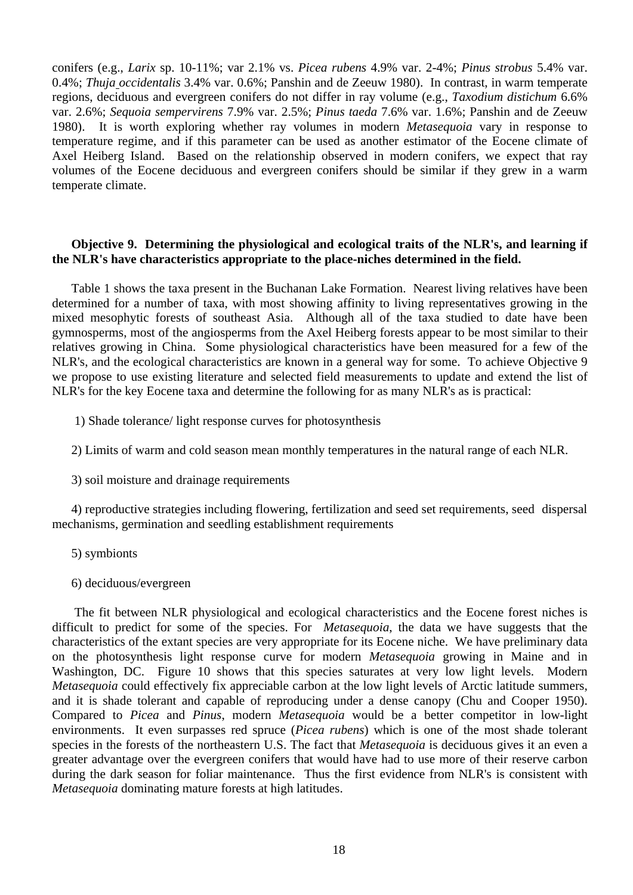conifers (e.g., *Larix* sp. 10-11%; var 2.1% vs. *Picea rubens* 4.9% var. 2-4%; *Pinus strobus* 5.4% var. 0.4%; *Thuja occidentalis* 3.4% var. 0.6%; Panshin and de Zeeuw 1980). In contrast, in warm temperate regions, deciduous and evergreen conifers do not differ in ray volume (e.g., *Taxodium distichum* 6.6% var. 2.6%; *Sequoia sempervirens* 7.9% var. 2.5%; *Pinus taeda* 7.6% var. 1.6%; Panshin and de Zeeuw 1980). It is worth exploring whether ray volumes in modern *Metasequoia* vary in response to temperature regime, and if this parameter can be used as another estimator of the Eocene climate of Axel Heiberg Island. Based on the relationship observed in modern conifers, we expect that ray volumes of the Eocene deciduous and evergreen conifers should be similar if they grew in a warm temperate climate.

**Objective 9. Determining the physiological and ecological traits of the NLR's, and learning if the NLR's have characteristics appropriate to the place-niches determined in the field.**

Table 1 shows the taxa present in the Buchanan Lake Formation. Nearest living relatives have been determined for a number of taxa, with most showing affinity to living representatives growing in the mixed mesophytic forests of southeast Asia. Although all of the taxa studied to date have been gymnosperms, most of the angiosperms from the Axel Heiberg forests appear to be most similar to their relatives growing in China. Some physiological characteristics have been measured for a few of the NLR's, and the ecological characteristics are known in a general way for some. To achieve Objective 9 we propose to use existing literature and selected field measurements to update and extend the list of NLR's for the key Eocene taxa and determine the following for as many NLR's as is practical:

1) Shade tolerance/ light response curves for photosynthesis

2) Limits of warm and cold season mean monthly temperatures in the natural range of each NLR.

3) soil moisture and drainage requirements

4) reproductive strategies including flowering, fertilization and seed set requirements, seed dispersal mechanisms, germination and seedling establishment requirements

5) symbionts

6) deciduous/evergreen

The fit between NLR physiological and ecological characteristics and the Eocene forest niches is difficult to predict for some of the species. For *Metasequoia*, the data we have suggests that the characteristics of the extant species are very appropriate for its Eocene niche. We have preliminary data on the photosynthesis light response curve for modern *Metasequoia* growing in Maine and in Washington, DC. Figure 10 shows that this species saturates at very low light levels. Modern *Metasequoia* could effectively fix appreciable carbon at the low light levels of Arctic latitude summers, and it is shade tolerant and capable of reproducing under a dense canopy (Chu and Cooper 1950). Compared to *Picea* and *Pinus*, modern *Metasequoia* would be a better competitor in low-light environments. It even surpasses red spruce (*Picea rubens*) which is one of the most shade tolerant species in the forests of the northeastern U.S. The fact that *Metasequoia* is deciduous gives it an even a greater advantage over the evergreen conifers that would have had to use more of their reserve carbon during the dark season for foliar maintenance. Thus the first evidence from NLR's is consistent with *Metasequoia* dominating mature forests at high latitudes.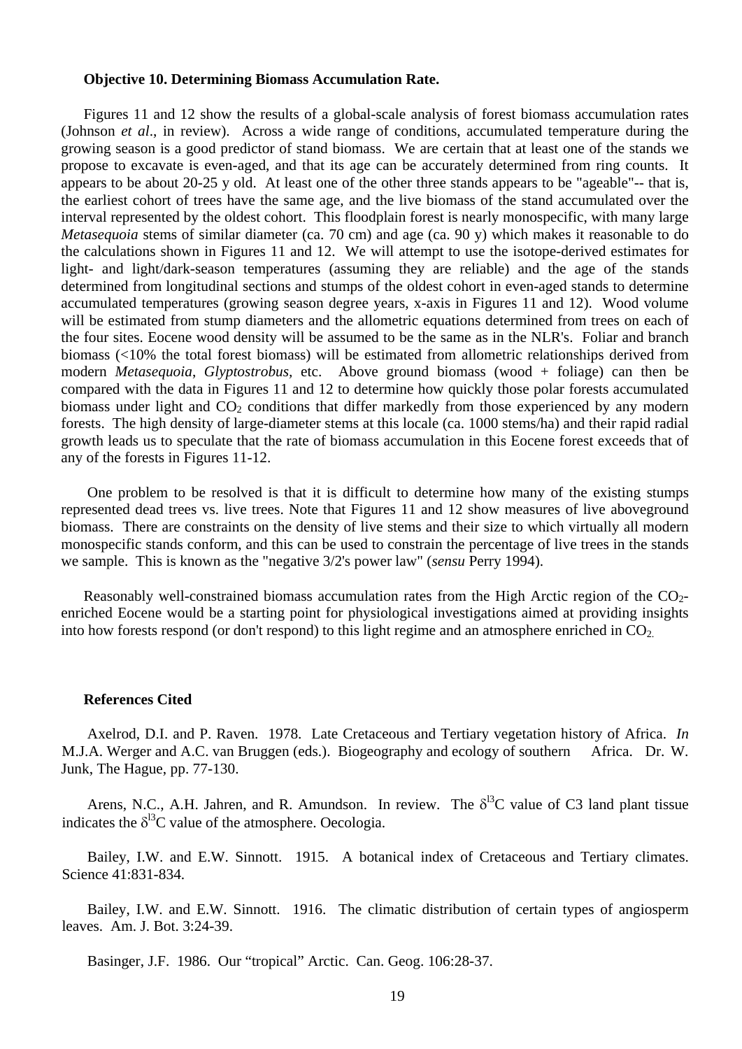**Objective 10. Determining Biomass Accumulation Rate.**

Figures 11 and 12 show the results of a global-scale analysis of forest biomass accumulation rates (Johnson *et al*., in review). Across a wide range of conditions, accumulated temperature during the growing season is a good predictor of stand biomass. We are certain that at least one of the stands we propose to excavate is even-aged, and that its age can be accurately determined from ring counts. It appears to be about 20-25 y old. At least one of the other three stands appears to be "ageable"-- that is, the earliest cohort of trees have the same age, and the live biomass of the stand accumulated over the interval represented by the oldest cohort. This floodplain forest is nearly monospecific, with many large *Metasequoia* stems of similar diameter (ca. 70 cm) and age (ca. 90 y) which makes it reasonable to do the calculations shown in Figures 11 and 12. We will attempt to use the isotope-derived estimates for light- and light/dark-season temperatures (assuming they are reliable) and the age of the stands determined from longitudinal sections and stumps of the oldest cohort in even-aged stands to determine accumulated temperatures (growing season degree years, x-axis in Figures 11 and 12). Wood volume will be estimated from stump diameters and the allometric equations determined from trees on each of the four sites. Eocene wood density will be assumed to be the same as in the NLR's. Foliar and branch biomass (<10% the total forest biomass) will be estimated from allometric relationships derived from modern *Metasequoia*, *Glyptostrobus*, etc. Above ground biomass (wood + foliage) can then be compared with the data in Figures 11 and 12 to determine how quickly those polar forests accumulated biomass under light and $CO_2$ conditions that differ markedly from those experienced by any modern forests. The high density of large-diameter stems at this locale (ca. 1000 stems/ha) and their rapid radial growth leads us to speculate that the rate of biomass accumulation in this Eocene forest exceeds that of any of the forests in Figures 11-12.

One problem to be resolved is that it is difficult to determine how many of the existing stumps represented dead trees vs. live trees. Note that Figures 11 and 12 show measures of live aboveground biomass. There are constraints on the density of live stems and their size to which virtually all modern monospecific stands conform, and this can be used to constrain the percentage of live trees in the stands we sample. This is known as the "negative 3/2's power law" (*sensu* Perry 1994).

Reasonably well-constrained biomass accumulation rates from the High Arctic region of the $CO_2$-enriched Eocene would be a starting point for physiological investigations aimed at providing insights into how forests respond (or don't respond) to this light regime and an atmosphere enriched in $CO_2$.

**References Cited**

Axelrod, D.I. and P. Raven. 1978. Late Cretaceous and Tertiary vegetation history of Africa. *In* M.J.A. Werger and A.C. van Bruggen (eds.). Biogeography and ecology of southern Africa. Dr. W. Junk, The Hague, pp. 77-130.

Arens, N.C., A.H. Jahren, and R. Amundson. In review. The $\delta^{13}$C value of C3 land plant tissue indicates the $\delta^{13}$C value of the atmosphere. Oecologia.

Bailey, I.W. and E.W. Sinnott. 1915. A botanical index of Cretaceous and Tertiary climates. Science 41:831-834.

Bailey, I.W. and E.W. Sinnott. 1916. The climatic distribution of certain types of angiosperm leaves. Am. J. Bot. 3:24-39.

Basinger, J.F. 1986. Our "tropical" Arctic. Can. Geog. 106:28-37.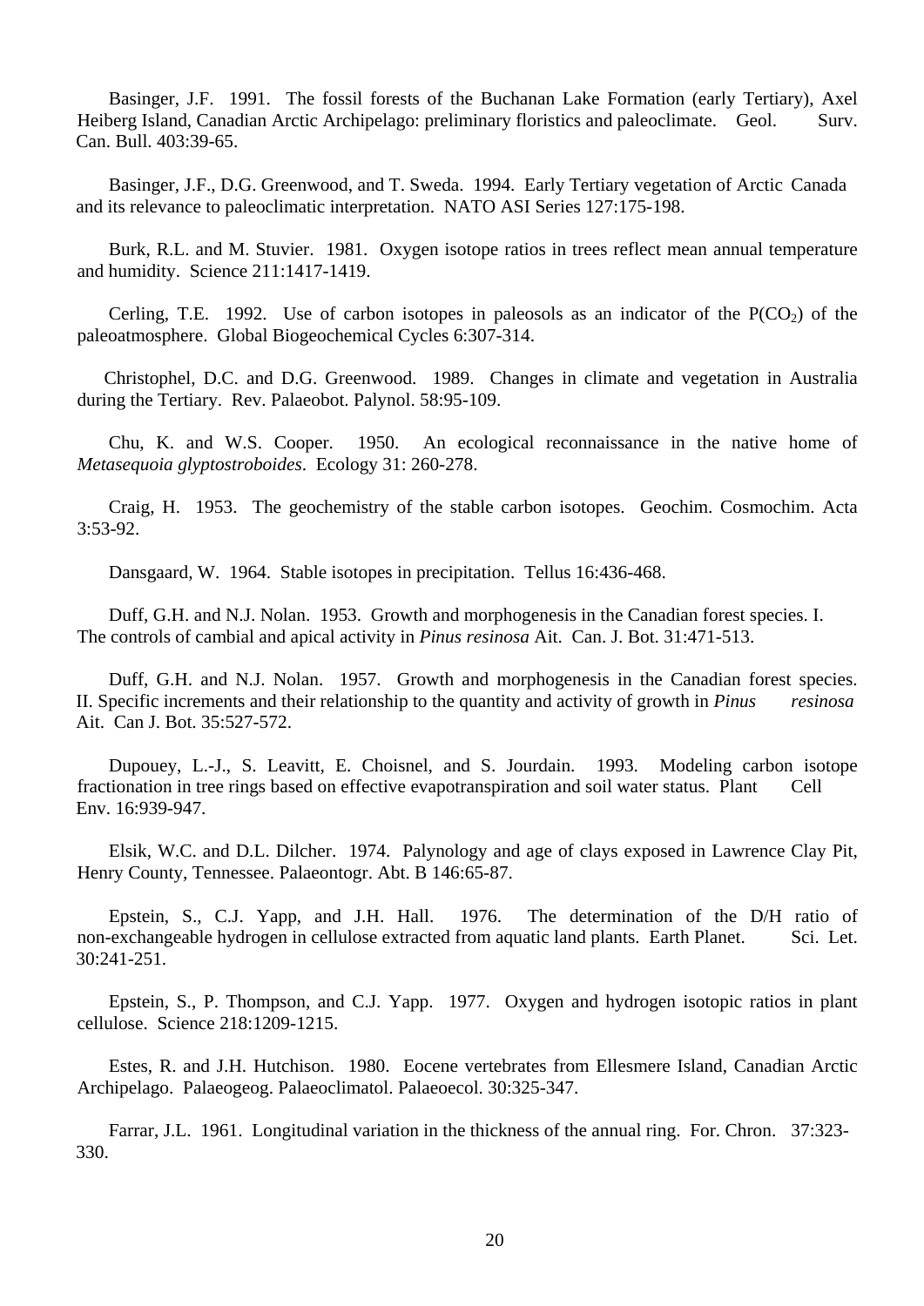Basinger, J.F. 1991. The fossil forests of the Buchanan Lake Formation (early Tertiary), Axel Heiberg Island, Canadian Arctic Archipelago: preliminary floristics and paleoclimate. Geol. Surv. Can. Bull. 403:39-65.

Basinger, J.F., D.G. Greenwood, and T. Sweda. 1994. Early Tertiary vegetation of Arctic Canada and its relevance to paleoclimatic interpretation. NATO ASI Series 127:175-198.

Burk, R.L. and M. Stuvier. 1981. Oxygen isotope ratios in trees reflect mean annual temperature and humidity. Science 211:1417-1419.

Cerling, T.E. 1992. Use of carbon isotopes in paleosols as an indicator of the $P(CO_2)$ of the paleoatmosphere. Global Biogeochemical Cycles 6:307-314.

Christophel, D.C. and D.G. Greenwood. 1989. Changes in climate and vegetation in Australia during the Tertiary. Rev. Palaeobot. Palynol. 58:95-109.

Chu, K. and W.S. Cooper. 1950. An ecological reconnaissance in the native home of *Metasequoia glyptostroboides*. Ecology 31: 260-278.

Craig, H. 1953. The geochemistry of the stable carbon isotopes. Geochim. Cosmochim. Acta 3:53-92.

Dansgaard, W. 1964. Stable isotopes in precipitation. Tellus 16:436-468.

Duff, G.H. and N.J. Nolan. 1953. Growth and morphogenesis in the Canadian forest species. I. The controls of cambial and apical activity in *Pinus resinosa* Ait. Can. J. Bot. 31:471-513.

Duff, G.H. and N.J. Nolan. 1957. Growth and morphogenesis in the Canadian forest species. II. Specific increments and their relationship to the quantity and activity of growth in *Pinus resinosa* Ait. Can J. Bot. 35:527-572.

Dupouey, L.-J., S. Leavitt, E. Choisnel, and S. Jourdain. 1993. Modeling carbon isotope fractionation in tree rings based on effective evapotranspiration and soil water status. Plant Cell Env. 16:939-947.

Elsik, W.C. and D.L. Dilcher. 1974. Palynology and age of clays exposed in Lawrence Clay Pit, Henry County, Tennessee. Palaeontogr. Abt. B 146:65-87.

Epstein, S., C.J. Yapp, and J.H. Hall. 1976. The determination of the D/H ratio of non-exchangeable hydrogen in cellulose extracted from aquatic land plants. Earth Planet. Sci. Let. 30:241-251.

Epstein, S., P. Thompson, and C.J. Yapp. 1977. Oxygen and hydrogen isotopic ratios in plant cellulose. Science 218:1209-1215.

Estes, R. and J.H. Hutchison. 1980. Eocene vertebrates from Ellesmere Island, Canadian Arctic Archipelago. Palaeogeog. Palaeoclimatol. Palaeoecol. 30:325-347.

Farrar, J.L. 1961. Longitudinal variation in the thickness of the annual ring. For. Chron. 37:323-330.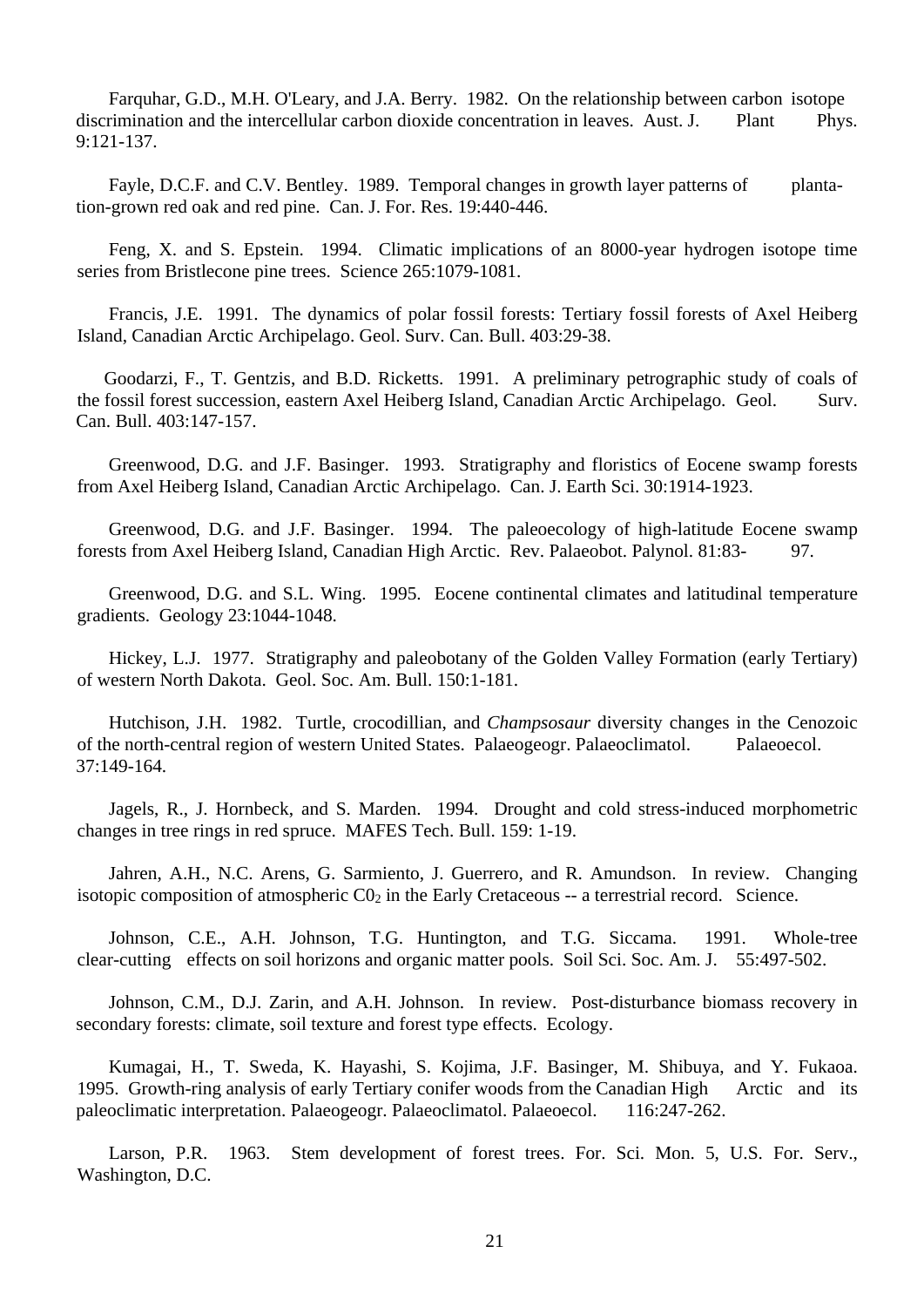Farquhar, G.D., M.H. O'Leary, and J.A. Berry. 1982. On the relationship between carbon isotope discrimination and the intercellular carbon dioxide concentration in leaves. Aust. J. Plant Phys. 9:121-137.

Fayle, D.C.F. and C.V. Bentley. 1989. Temporal changes in growth layer patterns of plantation-grown red oak and red pine. Can. J. For. Res. 19:440-446.

Feng, X. and S. Epstein. 1994. Climatic implications of an 8000-year hydrogen isotope time series from Bristlecone pine trees. Science 265:1079-1081.

Francis, J.E. 1991. The dynamics of polar fossil forests: Tertiary fossil forests of Axel Heiberg Island, Canadian Arctic Archipelago. Geol. Surv. Can. Bull. 403:29-38.

Goodarzi, F., T. Gentzis, and B.D. Ricketts. 1991. A preliminary petrographic study of coals of the fossil forest succession, eastern Axel Heiberg Island, Canadian Arctic Archipelago. Geol. Surv. Can. Bull. 403:147-157.

Greenwood, D.G. and J.F. Basinger. 1993. Stratigraphy and floristics of Eocene swamp forests from Axel Heiberg Island, Canadian Arctic Archipelago. Can. J. Earth Sci. 30:1914-1923.

Greenwood, D.G. and J.F. Basinger. 1994. The paleoecology of high-latitude Eocene swamp forests from Axel Heiberg Island, Canadian High Arctic. Rev. Palaeobot. Palynol. 81:83- 97.

Greenwood, D.G. and S.L. Wing. 1995. Eocene continental climates and latitudinal temperature gradients. Geology 23:1044-1048.

Hickey, L.J. 1977. Stratigraphy and paleobotany of the Golden Valley Formation (early Tertiary) of western North Dakota. Geol. Soc. Am. Bull. 150:1-181.

Hutchison, J.H. 1982. Turtle, crocodillian, and *Champsosaur* diversity changes in the Cenozoic of the north-central region of western United States. Palaeogeogr. Palaeoclimatol. Palaeoecol. 37:149-164.

Jagels, R., J. Hornbeck, and S. Marden. 1994. Drought and cold stress-induced morphometric changes in tree rings in red spruce. MAFES Tech. Bull. 159: 1-19.

Jahren, A.H., N.C. Arens, G. Sarmiento, J. Guerrero, and R. Amundson. In review. Changing isotopic composition of atmospheric $C0_2$ in the Early Cretaceous -- a terrestrial record. Science.

Johnson, C.E., A.H. Johnson, T.G. Huntington, and T.G. Siccama. 1991. Whole-tree clear-cutting effects on soil horizons and organic matter pools. Soil Sci. Soc. Am. J. 55:497-502.

Johnson, C.M., D.J. Zarin, and A.H. Johnson. In review. Post-disturbance biomass recovery in secondary forests: climate, soil texture and forest type effects. Ecology.

Kumagai, H., T. Sweda, K. Hayashi, S. Kojima, J.F. Basinger, M. Shibuya, and Y. Fukaoa. 1995. Growth-ring analysis of early Tertiary conifer woods from the Canadian High Arctic and its paleoclimatic interpretation. Palaeogeogr. Palaeoclimatol. Palaeoecol. 116:247-262.

Larson, P.R. 1963. Stem development of forest trees. For. Sci. Mon. 5, U.S. For. Serv., Washington, D.C.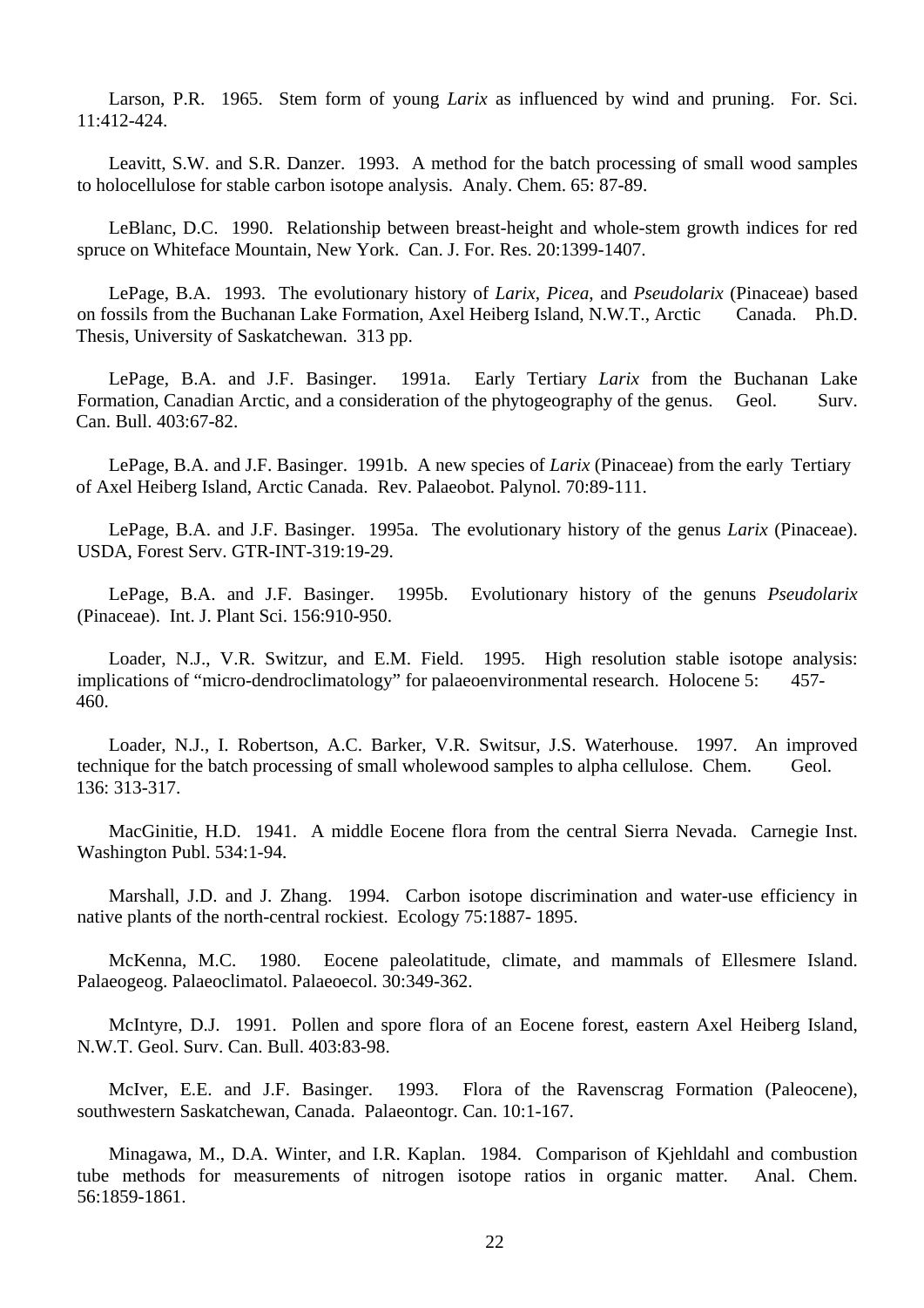Larson, P.R. 1965. Stem form of young *Larix* as influenced by wind and pruning. For. Sci. 11:412-424.

Leavitt, S.W. and S.R. Danzer. 1993. A method for the batch processing of small wood samples to holocellulose for stable carbon isotope analysis. Analy. Chem. 65: 87-89.

LeBlanc, D.C. 1990. Relationship between breast-height and whole-stem growth indices for red spruce on Whiteface Mountain, New York. Can. J. For. Res. 20:1399-1407.

LePage, B.A. 1993. The evolutionary history of *Larix*, *Picea*, and *Pseudolarix* (Pinaceae) based on fossils from the Buchanan Lake Formation, Axel Heiberg Island, N.W.T., Arctic Canada. Ph.D. Thesis, University of Saskatchewan. 313 pp.

LePage, B.A. and J.F. Basinger. 1991a. Early Tertiary *Larix* from the Buchanan Lake Formation, Canadian Arctic, and a consideration of the phytogeography of the genus. Geol. Surv. Can. Bull. 403:67-82.

LePage, B.A. and J.F. Basinger. 1991b. A new species of *Larix* (Pinaceae) from the early Tertiary of Axel Heiberg Island, Arctic Canada. Rev. Palaeobot. Palynol. 70:89-111.

LePage, B.A. and J.F. Basinger. 1995a. The evolutionary history of the genus *Larix* (Pinaceae). USDA, Forest Serv. GTR-INT-319:19-29.

LePage, B.A. and J.F. Basinger. 1995b. Evolutionary history of the genuns *Pseudolarix* (Pinaceae). Int. J. Plant Sci. 156:910-950.

Loader, N.J., V.R. Switzur, and E.M. Field. 1995. High resolution stable isotope analysis: implications of "micro-dendroclimatology" for palaeoenvironmental research. Holocene 5: 457-460.

Loader, N.J., I. Robertson, A.C. Barker, V.R. Switsur, J.S. Waterhouse. 1997. An improved technique for the batch processing of small wholewood samples to alpha cellulose. Chem. Geol. 136: 313-317.

MacGinitie, H.D. 1941. A middle Eocene flora from the central Sierra Nevada. Carnegie Inst. Washington Publ. 534:1-94.

Marshall, J.D. and J. Zhang. 1994. Carbon isotope discrimination and water-use efficiency in native plants of the north-central rockiest. Ecology 75:1887- 1895.

McKenna, M.C. 1980. Eocene paleolatitude, climate, and mammals of Ellesmere Island. Palaeogeog. Palaeoclimatol. Palaeoecol. 30:349-362.

McIntyre, D.J. 1991. Pollen and spore flora of an Eocene forest, eastern Axel Heiberg Island, N.W.T. Geol. Surv. Can. Bull. 403:83-98.

McIver, E.E. and J.F. Basinger. 1993. Flora of the Ravenscrag Formation (Paleocene), southwestern Saskatchewan, Canada. Palaeontogr. Can. 10:1-167.

Minagawa, M., D.A. Winter, and I.R. Kaplan. 1984. Comparison of Kjehldahl and combustion tube methods for measurements of nitrogen isotope ratios in organic matter. Anal. Chem. 56:1859-1861.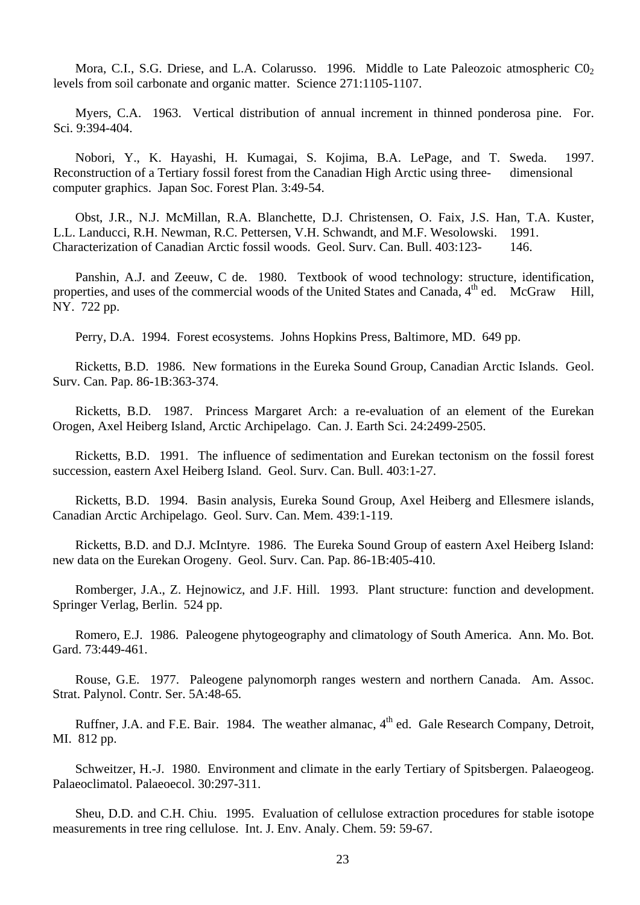Mora, C.I., S.G. Driese, and L.A. Colarusso. 1996. Middle to Late Paleozoic atmospheric $C0_2$ levels from soil carbonate and organic matter. Science 271:1105-1107.

Myers, C.A. 1963. Vertical distribution of annual increment in thinned ponderosa pine. For. Sci. 9:394-404.

Nobori, Y., K. Hayashi, H. Kumagai, S. Kojima, B.A. LePage, and T. Sweda. 1997. Reconstruction of a Tertiary fossil forest from the Canadian High Arctic using three-dimensional computer graphics. Japan Soc. Forest Plan. 3:49-54.

Obst, J.R., N.J. McMillan, R.A. Blanchette, D.J. Christensen, O. Faix, J.S. Han, T.A. Kuster, L.L. Landucci, R.H. Newman, R.C. Pettersen, V.H. Schwandt, and M.F. Wesolowski. 1991. Characterization of Canadian Arctic fossil woods. Geol. Surv. Can. Bull. 403:123-146.

Panshin, A.J. and Zeeuw, C de. 1980. Textbook of wood technology: structure, identification, properties, and uses of the commercial woods of the United States and Canada, 4th ed. McGraw Hill, NY. 722 pp.

Perry, D.A. 1994. Forest ecosystems. Johns Hopkins Press, Baltimore, MD. 649 pp.

Ricketts, B.D. 1986. New formations in the Eureka Sound Group, Canadian Arctic Islands. Geol. Surv. Can. Pap. 86-1B:363-374.

Ricketts, B.D. 1987. Princess Margaret Arch: a re-evaluation of an element of the Eurekan Orogen, Axel Heiberg Island, Arctic Archipelago. Can. J. Earth Sci. 24:2499-2505.

Ricketts, B.D. 1991. The influence of sedimentation and Eurekan tectonism on the fossil forest succession, eastern Axel Heiberg Island. Geol. Surv. Can. Bull. 403:1-27.

Ricketts, B.D. 1994. Basin analysis, Eureka Sound Group, Axel Heiberg and Ellesmere islands, Canadian Arctic Archipelago. Geol. Surv. Can. Mem. 439:1-119.

Ricketts, B.D. and D.J. McIntyre. 1986. The Eureka Sound Group of eastern Axel Heiberg Island: new data on the Eurekan Orogeny. Geol. Surv. Can. Pap. 86-1B:405-410.

Romberger, J.A., Z. Hejnowicz, and J.F. Hill. 1993. Plant structure: function and development. Springer Verlag, Berlin. 524 pp.

Romero, E.J. 1986. Paleogene phytogeography and climatology of South America. Ann. Mo. Bot. Gard. 73:449-461.

Rouse, G.E. 1977. Paleogene palynomorph ranges western and northern Canada. Am. Assoc. Strat. Palynol. Contr. Ser. 5A:48-65.

Ruffner, J.A. and F.E. Bair. 1984. The weather almanac, 4th ed. Gale Research Company, Detroit, MI. 812 pp.

Schweitzer, H.-J. 1980. Environment and climate in the early Tertiary of Spitsbergen. Palaeogeog. Palaeoclimatol. Palaeoecol. 30:297-311.

Sheu, D.D. and C.H. Chiu. 1995. Evaluation of cellulose extraction procedures for stable isotope measurements in tree ring cellulose. Int. J. Env. Analy. Chem. 59: 59-67.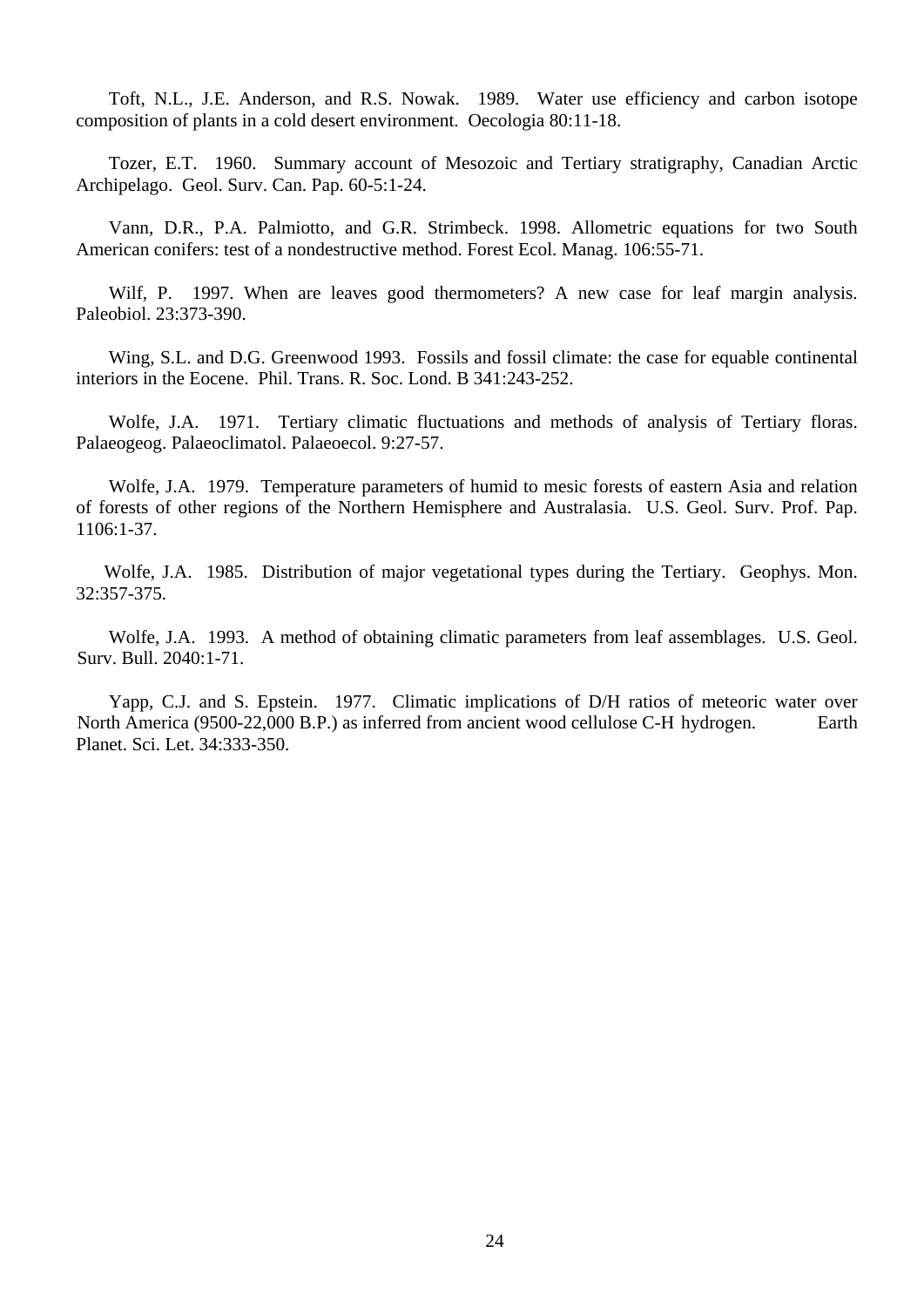Toft, N.L., J.E. Anderson, and R.S. Nowak. 1989. Water use efficiency and carbon isotope composition of plants in a cold desert environment. Oecologia 80:11-18.

Tozer, E.T. 1960. Summary account of Mesozoic and Tertiary stratigraphy, Canadian Arctic Archipelago. Geol. Surv. Can. Pap. 60-5:1-24.

Vann, D.R., P.A. Palmiotto, and G.R. Strimbeck. 1998. Allometric equations for two South American conifers: test of a nondestructive method. Forest Ecol. Manag. 106:55-71.

Wilf, P. 1997. When are leaves good thermometers? A new case for leaf margin analysis. Paleobiol. 23:373-390.

Wing, S.L. and D.G. Greenwood 1993. Fossils and fossil climate: the case for equable continental interiors in the Eocene. Phil. Trans. R. Soc. Lond. B 341:243-252.

Wolfe, J.A. 1971. Tertiary climatic fluctuations and methods of analysis of Tertiary floras. Palaeogeog. Palaeoclimatol. Palaeoecol. 9:27-57.

Wolfe, J.A. 1979. Temperature parameters of humid to mesic forests of eastern Asia and relation of forests of other regions of the Northern Hemisphere and Australasia. U.S. Geol. Surv. Prof. Pap. 1106:1-37.

Wolfe, J.A. 1985. Distribution of major vegetational types during the Tertiary. Geophys. Mon. 32:357-375.

Wolfe, J.A. 1993. A method of obtaining climatic parameters from leaf assemblages. U.S. Geol. Surv. Bull. 2040:1-71.

Yapp, C.J. and S. Epstein. 1977. Climatic implications of D/H ratios of meteoric water over North America (9500-22,000 B.P.) as inferred from ancient wood cellulose C-H hydrogen. Earth Planet. Sci. Let. 34:333-350.